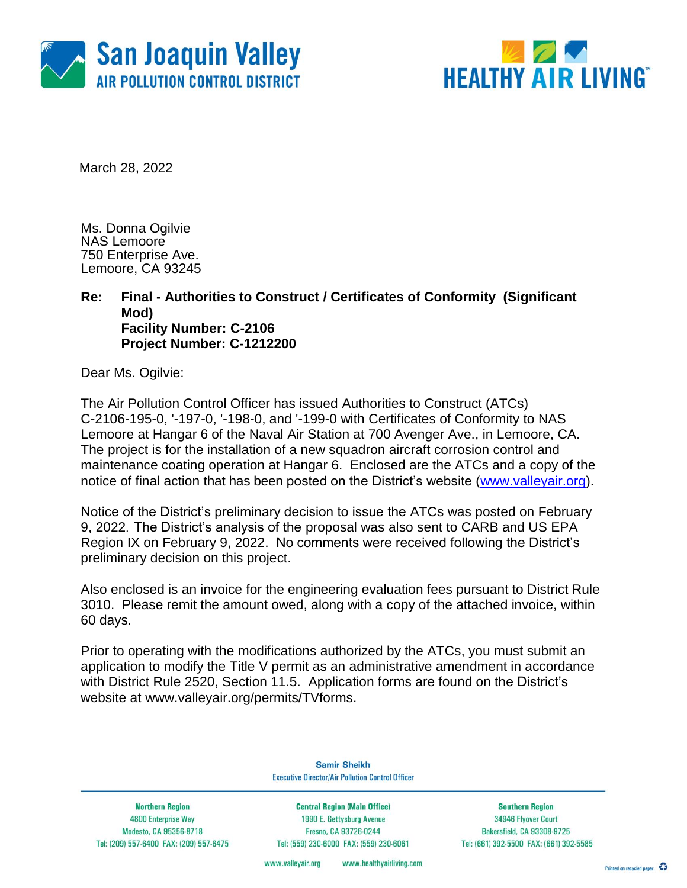San Joaquin Valley
AIR POLLUTION CONTROL DISTRICT

HEALTHY AIR LIVING™

March 28, 2022

Ms. Donna Ogilvie
NAS Lemoore
750 Enterprise Ave.
Lemoore, CA 93245

**Re: Final - Authorities to Construct / Certificates of Conformity (Significant Mod)**
**Facility Number: C-2106**
**Project Number: C-1212200**

Dear Ms. Ogilvie:

The Air Pollution Control Officer has issued Authorities to Construct (ATCs) C-2106-195-0, '-197-0, '-198-0, and '-199-0 with Certificates of Conformity to NAS Lemoore at Hangar 6 of the Naval Air Station at 700 Avenger Ave., in Lemoore, CA. The project is for the installation of a new squadron aircraft corrosion control and maintenance coating operation at Hangar 6. Enclosed are the ATCs and a copy of the notice of final action that has been posted on the District's website (www.valleyair.org).

Notice of the District's preliminary decision to issue the ATCs was posted on February 9, 2022. The District's analysis of the proposal was also sent to CARB and US EPA Region IX on February 9, 2022. No comments were received following the District's preliminary decision on this project.

Also enclosed is an invoice for the engineering evaluation fees pursuant to District Rule 3010. Please remit the amount owed, along with a copy of the attached invoice, within 60 days.

Prior to operating with the modifications authorized by the ATCs, you must submit an application to modify the Title V permit as an administrative amendment in accordance with District Rule 2520, Section 11.5. Application forms are found on the District's website at www.valleyair.org/permits/TVforms.

Samir Sheikh
Executive Director/Air Pollution Control Officer

| Northern Region | Central Region (Main Office) | Southern Region |
|---|---|---|
| 4800 Enterprise Way | 1990 E. Gettysburg Avenue | 34946 Flyover Court |
| Modesto, CA 95356-8718 | Fresno, CA 93726-0244 | Bakersfield, CA 93308-9725 |
| Tel: (209) 557-6400 FAX: (209) 557-6475 | Tel: (559) 230-6000 FAX: (559) 230-6061 | Tel: (661) 392-5500 FAX: (661) 392-5585 |

www.valleyair.org www.healthyairliving.com

Printed on recycled paper.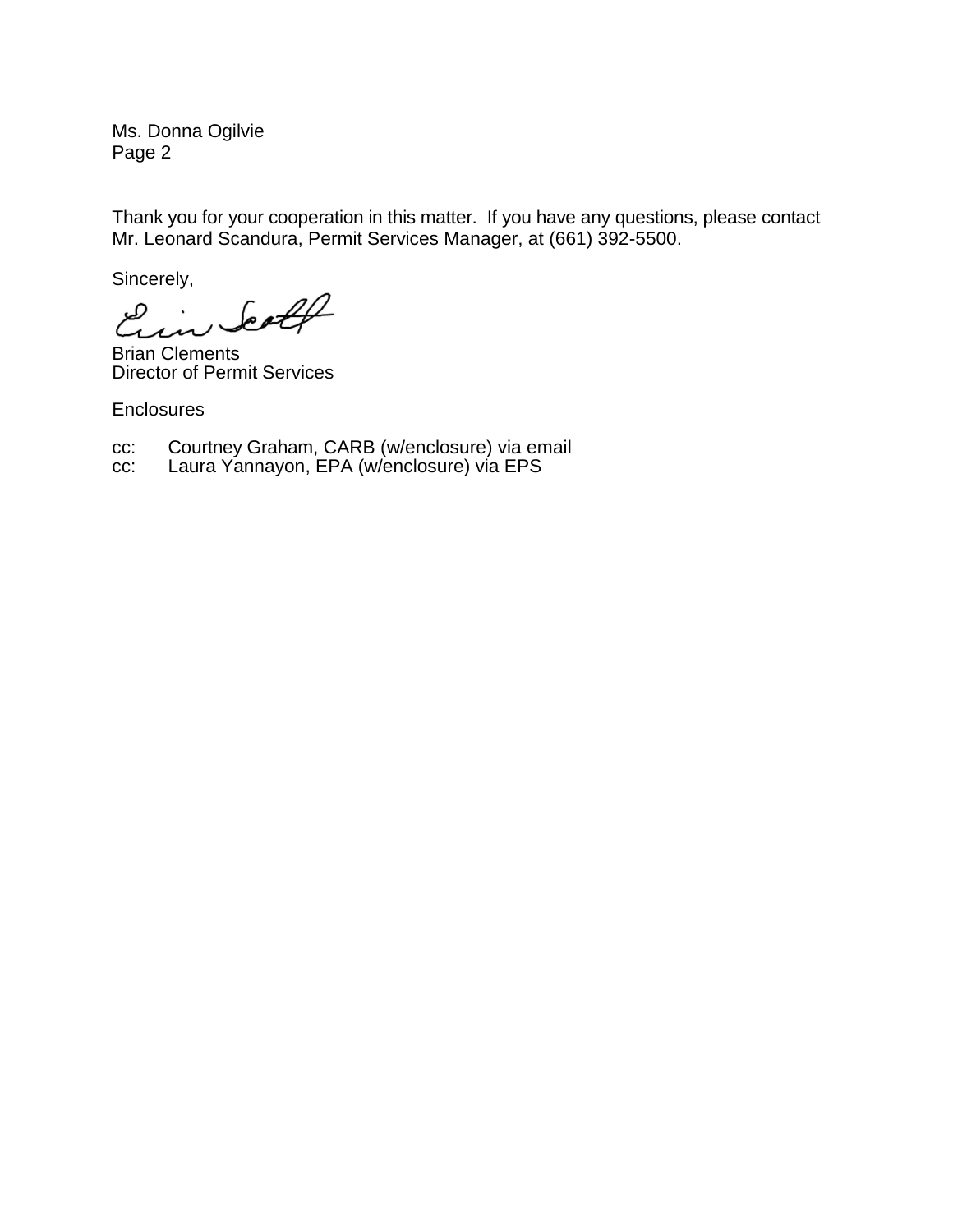Ms. Donna Ogilvie
Page 2

Thank you for your cooperation in this matter. If you have any questions, please contact Mr. Leonard Scandura, Permit Services Manager, at (661) 392-5500.

Sincerely,

Brian Clements
Director of Permit Services

Enclosures

cc: Courtney Graham, CARB (w/enclosure) via email
cc: Laura Yannayon, EPA (w/enclosure) via EPS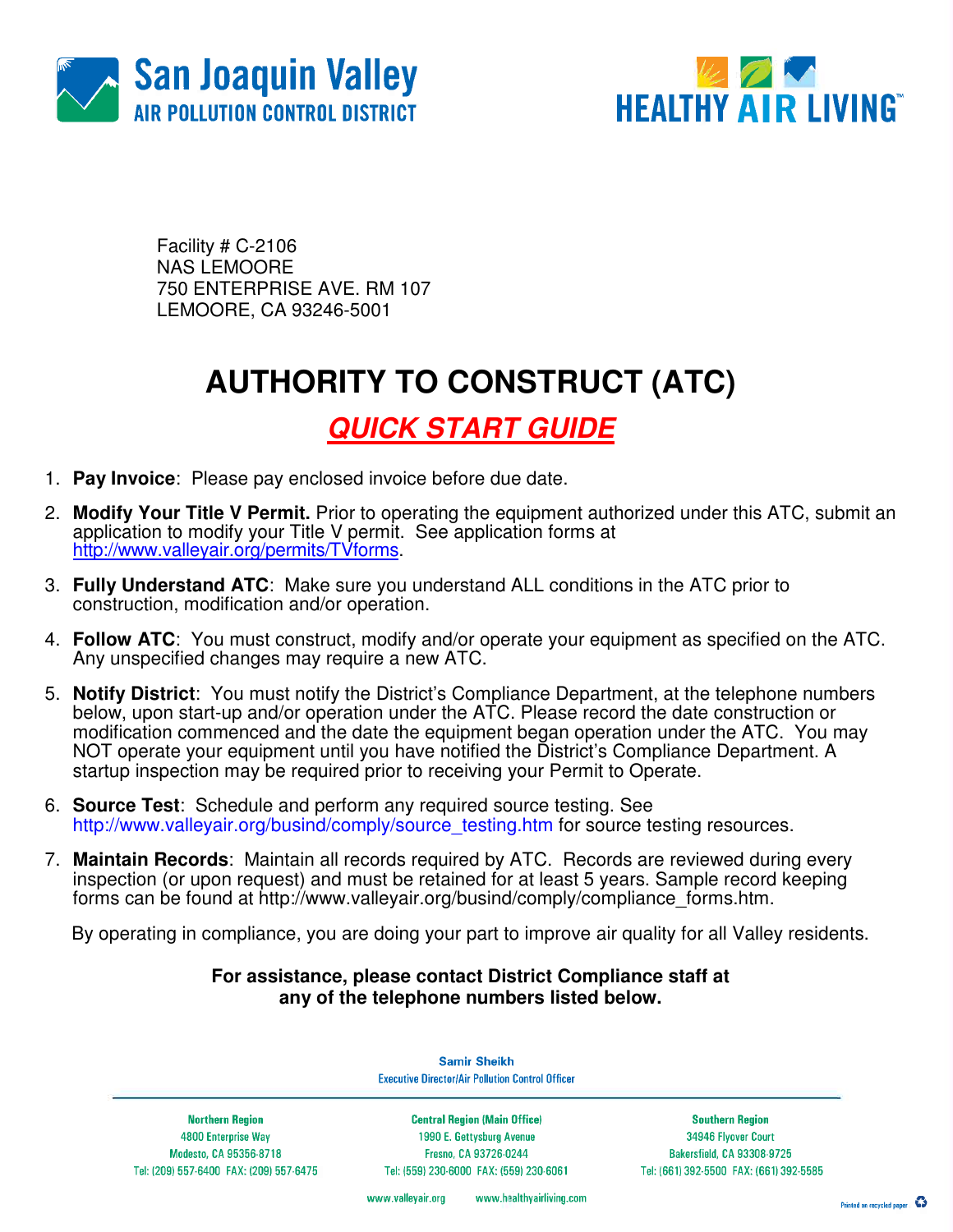San Joaquin Valley
AIR POLLUTION CONTROL DISTRICT

HEALTHY AIR LIVING™

Facility # C-2106
NAS LEMOORE
750 ENTERPRISE AVE. RM 107
LEMOORE, CA 93246-5001

# AUTHORITY TO CONSTRUCT (ATC)

## *QUICK START GUIDE*

1. **Pay Invoice**: Please pay enclosed invoice before due date.
2. **Modify Your Title V Permit.** Prior to operating the equipment authorized under this ATC, submit an application to modify your Title V permit. See application forms at http://www.valleyair.org/permits/TVforms.
3. **Fully Understand ATC**: Make sure you understand ALL conditions in the ATC prior to construction, modification and/or operation.
4. **Follow ATC**: You must construct, modify and/or operate your equipment as specified on the ATC. Any unspecified changes may require a new ATC.
5. **Notify District**: You must notify the District's Compliance Department, at the telephone numbers below, upon start-up and/or operation under the ATC. Please record the date construction or modification commenced and the date the equipment began operation under the ATC. You may NOT operate your equipment until you have notified the District's Compliance Department. A startup inspection may be required prior to receiving your Permit to Operate.
6. **Source Test**: Schedule and perform any required source testing. See http://www.valleyair.org/busind/comply/source_testing.htm for source testing resources.
7. **Maintain Records**: Maintain all records required by ATC. Records are reviewed during every inspection (or upon request) and must be retained for at least 5 years. Sample record keeping forms can be found at http://www.valleyair.org/busind/comply/compliance_forms.htm.

By operating in compliance, you are doing your part to improve air quality for all Valley residents.

**For assistance, please contact District Compliance staff at any of the telephone numbers listed below.**

Samir Sheikh
Executive Director/Air Pollution Control Officer

| Northern Region | Central Region (Main Office) | Southern Region |
|---|---|---|
| 4800 Enterprise Way | 1990 E. Gettysburg Avenue | 34946 Flyover Court |
| Modesto, CA 95356-8718 | Fresno, CA 93726-0244 | Bakersfield, CA 93308-9725 |
| Tel: (209) 557-6400 FAX: (209) 557-6475 | Tel: (559) 230-6000 FAX: (559) 230-6061 | Tel: (661) 392-5500 FAX: (661) 392-5585 |

www.valleyair.org www.healthyairliving.com

Printed on recycled paper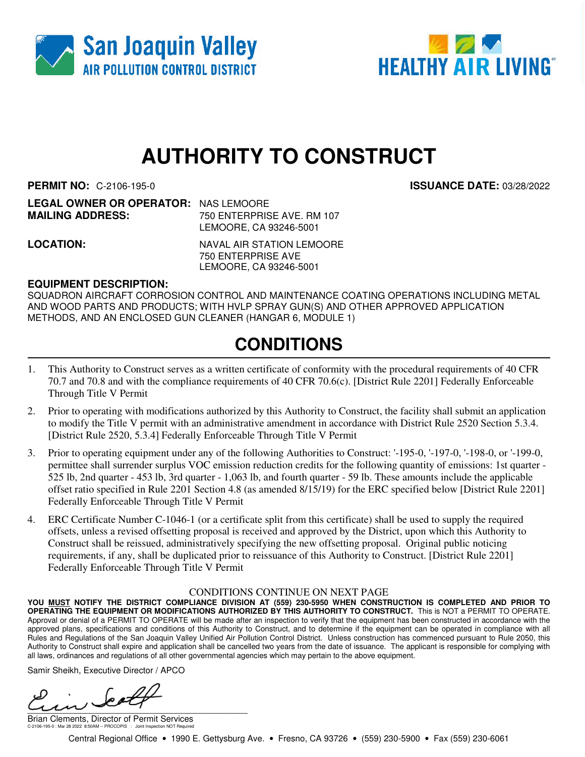San Joaquin Valley
AIR POLLUTION CONTROL DISTRICT

HEALTHY AIR LIVING

# AUTHORITY TO CONSTRUCT

**PERMIT NO:** C-2106-195-0 **ISSUANCE DATE:** 03/28/2022

**LEGAL OWNER OR OPERATOR:** NAS LEMOORE
**MAILING ADDRESS:** 750 ENTERPRISE AVE. RM 107
LEMOORE, CA 93246-5001

**LOCATION:** NAVAL AIR STATION LEMOORE
750 ENTERPRISE AVE
LEMOORE, CA 93246-5001

**EQUIPMENT DESCRIPTION:**
SQUADRON AIRCRAFT CORROSION CONTROL AND MAINTENANCE COATING OPERATIONS INCLUDING METAL AND WOOD PARTS AND PRODUCTS; WITH HVLP SPRAY GUN(S) AND OTHER APPROVED APPLICATION METHODS, AND AN ENCLOSED GUN CLEANER (HANGAR 6, MODULE 1)

## CONDITIONS

1. This Authority to Construct serves as a written certificate of conformity with the procedural requirements of 40 CFR 70.7 and 70.8 and with the compliance requirements of 40 CFR 70.6(c). [District Rule 2201] Federally Enforceable Through Title V Permit
2. Prior to operating with modifications authorized by this Authority to Construct, the facility shall submit an application to modify the Title V permit with an administrative amendment in accordance with District Rule 2520 Section 5.3.4. [District Rule 2520, 5.3.4] Federally Enforceable Through Title V Permit
3. Prior to operating equipment under any of the following Authorities to Construct: '-195-0, '-197-0, '-198-0, or '-199-0, permittee shall surrender surplus VOC emission reduction credits for the following quantity of emissions: 1st quarter - 525 lb, 2nd quarter - 453 lb, 3rd quarter - 1,063 lb, and fourth quarter - 59 lb. These amounts include the applicable offset ratio specified in Rule 2201 Section 4.8 (as amended 8/15/19) for the ERC specified below [District Rule 2201] Federally Enforceable Through Title V Permit
4. ERC Certificate Number C-1046-1 (or a certificate split from this certificate) shall be used to supply the required offsets, unless a revised offsetting proposal is received and approved by the District, upon which this Authority to Construct shall be reissued, administratively specifying the new offsetting proposal. Original public noticing requirements, if any, shall be duplicated prior to reissuance of this Authority to Construct. [District Rule 2201] Federally Enforceable Through Title V Permit

CONDITIONS CONTINUE ON NEXT PAGE

**YOU MUST NOTIFY THE DISTRICT COMPLIANCE DIVISION AT (559) 230-5950 WHEN CONSTRUCTION IS COMPLETED AND PRIOR TO OPERATING THE EQUIPMENT OR MODIFICATIONS AUTHORIZED BY THIS AUTHORITY TO CONSTRUCT.** This is NOT a PERMIT TO OPERATE. Approval or denial of a PERMIT TO OPERATE will be made after an inspection to verify that the equipment has been constructed in accordance with the approved plans, specifications and conditions of this Authority to Construct, and to determine if the equipment can be operated in compliance with all Rules and Regulations of the San Joaquin Valley Unified Air Pollution Control District. Unless construction has commenced pursuant to Rule 2050, this Authority to Construct shall expire and application shall be cancelled two years from the date of issuance. The applicant is responsible for complying with all laws, ordinances and regulations of all other governmental agencies which may pertain to the above equipment.

Samir Sheikh, Executive Director / APCO

Brian Clements, Director of Permit Services

C-2106-195-0 : Mar 28 2022 8:50AM -- PROCOPIS : Joint Inspection NOT Required

Central Regional Office • 1990 E. Gettysburg Ave. • Fresno, CA 93726 • (559) 230-5900 • Fax (559) 230-6061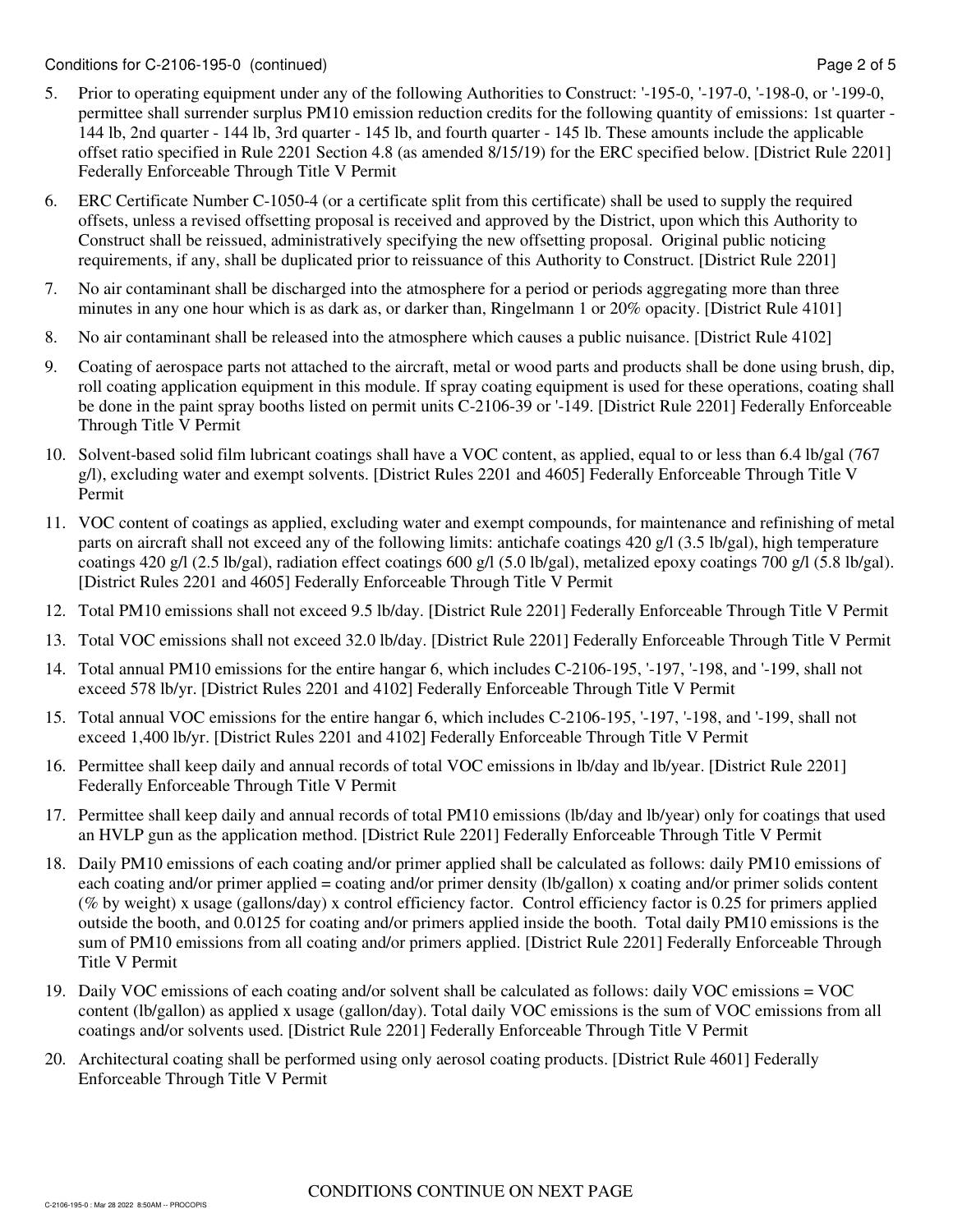5. Prior to operating equipment under any of the following Authorities to Construct: '-195-0, '-197-0, '-198-0, or '-199-0, permittee shall surrender surplus PM10 emission reduction credits for the following quantity of emissions: 1st quarter - 144 lb, 2nd quarter - 144 lb, 3rd quarter - 145 lb, and fourth quarter - 145 lb. These amounts include the applicable offset ratio specified in Rule 2201 Section 4.8 (as amended 8/15/19) for the ERC specified below. [District Rule 2201] Federally Enforceable Through Title V Permit

6. ERC Certificate Number C-1050-4 (or a certificate split from this certificate) shall be used to supply the required offsets, unless a revised offsetting proposal is received and approved by the District, upon which this Authority to Construct shall be reissued, administratively specifying the new offsetting proposal. Original public noticing requirements, if any, shall be duplicated prior to reissuance of this Authority to Construct. [District Rule 2201]

7. No air contaminant shall be discharged into the atmosphere for a period or periods aggregating more than three minutes in any one hour which is as dark as, or darker than, Ringelmann 1 or 20% opacity. [District Rule 4101]

8. No air contaminant shall be released into the atmosphere which causes a public nuisance. [District Rule 4102]

9. Coating of aerospace parts not attached to the aircraft, metal or wood parts and products shall be done using brush, dip, roll coating application equipment in this module. If spray coating equipment is used for these operations, coating shall be done in the paint spray booths listed on permit units C-2106-39 or '-149. [District Rule 2201] Federally Enforceable Through Title V Permit

10. Solvent-based solid film lubricant coatings shall have a VOC content, as applied, equal to or less than 6.4 lb/gal (767 g/l), excluding water and exempt solvents. [District Rules 2201 and 4605] Federally Enforceable Through Title V Permit

11. VOC content of coatings as applied, excluding water and exempt compounds, for maintenance and refinishing of metal parts on aircraft shall not exceed any of the following limits: antichafe coatings 420 g/l (3.5 lb/gal), high temperature coatings 420 g/l (2.5 lb/gal), radiation effect coatings 600 g/l (5.0 lb/gal), metalized epoxy coatings 700 g/l (5.8 lb/gal). [District Rules 2201 and 4605] Federally Enforceable Through Title V Permit

12. Total PM10 emissions shall not exceed 9.5 lb/day. [District Rule 2201] Federally Enforceable Through Title V Permit

13. Total VOC emissions shall not exceed 32.0 lb/day. [District Rule 2201] Federally Enforceable Through Title V Permit

14. Total annual PM10 emissions for the entire hangar 6, which includes C-2106-195, '-197, '-198, and '-199, shall not exceed 578 lb/yr. [District Rules 2201 and 4102] Federally Enforceable Through Title V Permit

15. Total annual VOC emissions for the entire hangar 6, which includes C-2106-195, '-197, '-198, and '-199, shall not exceed 1,400 lb/yr. [District Rules 2201 and 4102] Federally Enforceable Through Title V Permit

16. Permittee shall keep daily and annual records of total VOC emissions in lb/day and lb/year. [District Rule 2201] Federally Enforceable Through Title V Permit

17. Permittee shall keep daily and annual records of total PM10 emissions (lb/day and lb/year) only for coatings that used an HVLP gun as the application method. [District Rule 2201] Federally Enforceable Through Title V Permit

18. Daily PM10 emissions of each coating and/or primer applied shall be calculated as follows: daily PM10 emissions of each coating and/or primer applied = coating and/or primer density (lb/gallon) x coating and/or primer solids content (% by weight) x usage (gallons/day) x control efficiency factor. Control efficiency factor is 0.25 for primers applied outside the booth, and 0.0125 for coating and/or primers applied inside the booth. Total daily PM10 emissions is the sum of PM10 emissions from all coating and/or primers applied. [District Rule 2201] Federally Enforceable Through Title V Permit

19. Daily VOC emissions of each coating and/or solvent shall be calculated as follows: daily VOC emissions = VOC content (lb/gallon) as applied x usage (gallon/day). Total daily VOC emissions is the sum of VOC emissions from all coatings and/or solvents used. [District Rule 2201] Federally Enforceable Through Title V Permit

20. Architectural coating shall be performed using only aerosol coating products. [District Rule 4601] Federally Enforceable Through Title V Permit

CONDITIONS CONTINUE ON NEXT PAGE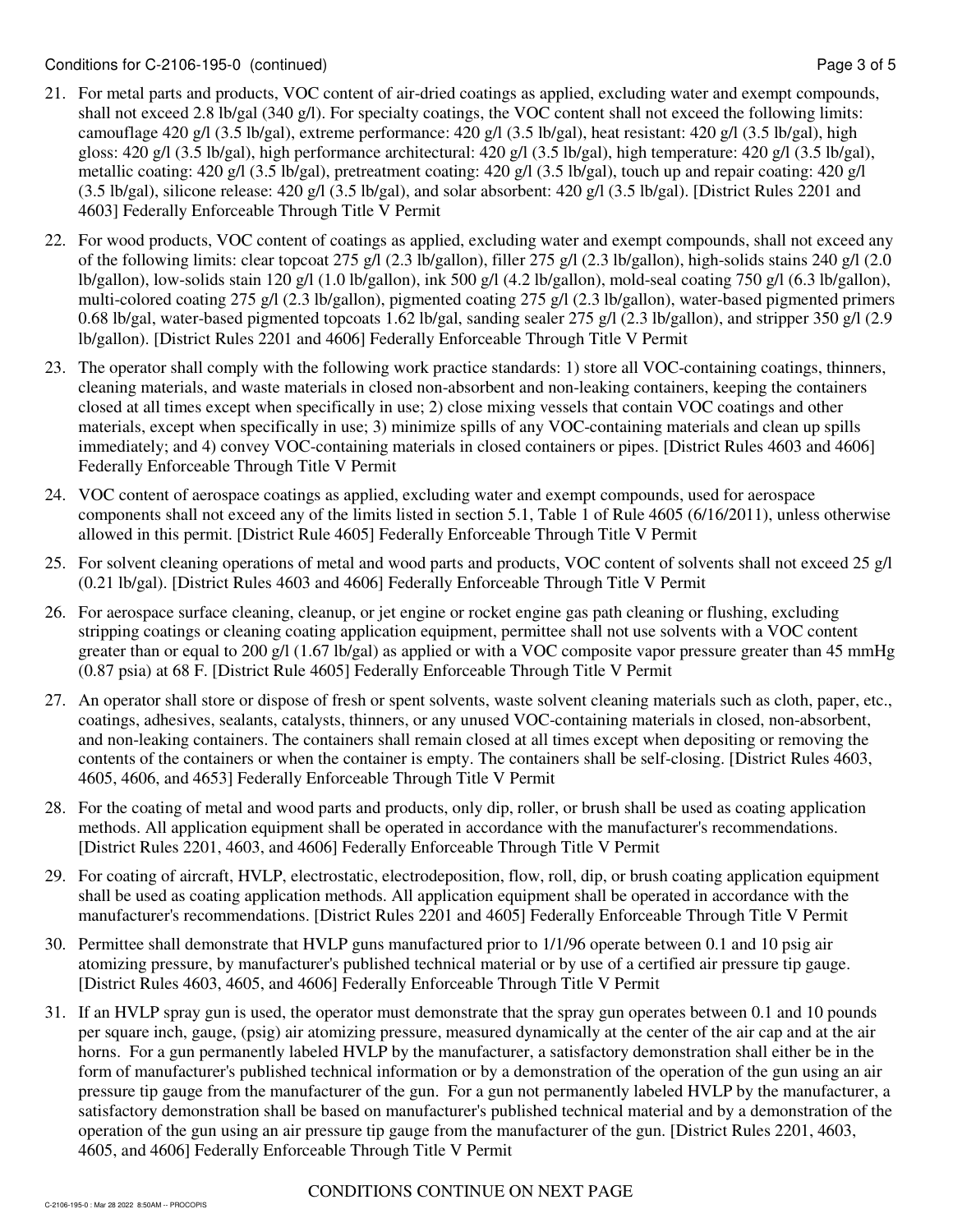21. For metal parts and products, VOC content of air-dried coatings as applied, excluding water and exempt compounds, shall not exceed 2.8 lb/gal (340 g/l). For specialty coatings, the VOC content shall not exceed the following limits: camouflage 420 g/l (3.5 lb/gal), extreme performance: 420 g/l (3.5 lb/gal), heat resistant: 420 g/l (3.5 lb/gal), high gloss: 420 g/l (3.5 lb/gal), high performance architectural: 420 g/l (3.5 lb/gal), high temperature: 420 g/l (3.5 lb/gal), metallic coating: 420 g/l (3.5 lb/gal), pretreatment coating: 420 g/l (3.5 lb/gal), touch up and repair coating: 420 g/l (3.5 lb/gal), silicone release: 420 g/l (3.5 lb/gal), and solar absorbent: 420 g/l (3.5 lb/gal). [District Rules 2201 and 4603] Federally Enforceable Through Title V Permit

22. For wood products, VOC content of coatings as applied, excluding water and exempt compounds, shall not exceed any of the following limits: clear topcoat 275 g/l (2.3 lb/gallon), filler 275 g/l (2.3 lb/gallon), high-solids stains 240 g/l (2.0 lb/gallon), low-solids stain 120 g/l (1.0 lb/gallon), ink 500 g/l (4.2 lb/gallon), mold-seal coating 750 g/l (6.3 lb/gallon), multi-colored coating 275 g/l (2.3 lb/gallon), pigmented coating 275 g/l (2.3 lb/gallon), water-based pigmented primers 0.68 lb/gal, water-based pigmented topcoats 1.62 lb/gal, sanding sealer 275 g/l (2.3 lb/gallon), and stripper 350 g/l (2.9 lb/gallon). [District Rules 2201 and 4606] Federally Enforceable Through Title V Permit

23. The operator shall comply with the following work practice standards: 1) store all VOC-containing coatings, thinners, cleaning materials, and waste materials in closed non-absorbent and non-leaking containers, keeping the containers closed at all times except when specifically in use; 2) close mixing vessels that contain VOC coatings and other materials, except when specifically in use; 3) minimize spills of any VOC-containing materials and clean up spills immediately; and 4) convey VOC-containing materials in closed containers or pipes. [District Rules 4603 and 4606] Federally Enforceable Through Title V Permit

24. VOC content of aerospace coatings as applied, excluding water and exempt compounds, used for aerospace components shall not exceed any of the limits listed in section 5.1, Table 1 of Rule 4605 (6/16/2011), unless otherwise allowed in this permit. [District Rule 4605] Federally Enforceable Through Title V Permit

25. For solvent cleaning operations of metal and wood parts and products, VOC content of solvents shall not exceed 25 g/l (0.21 lb/gal). [District Rules 4603 and 4606] Federally Enforceable Through Title V Permit

26. For aerospace surface cleaning, cleanup, or jet engine or rocket engine gas path cleaning or flushing, excluding stripping coatings or cleaning coating application equipment, permittee shall not use solvents with a VOC content greater than or equal to 200 g/l (1.67 lb/gal) as applied or with a VOC composite vapor pressure greater than 45 mmHg (0.87 psia) at 68 F. [District Rule 4605] Federally Enforceable Through Title V Permit

27. An operator shall store or dispose of fresh or spent solvents, waste solvent cleaning materials such as cloth, paper, etc., coatings, adhesives, sealants, catalysts, thinners, or any unused VOC-containing materials in closed, non-absorbent, and non-leaking containers. The containers shall remain closed at all times except when depositing or removing the contents of the containers or when the container is empty. The containers shall be self-closing. [District Rules 4603, 4605, 4606, and 4653] Federally Enforceable Through Title V Permit

28. For the coating of metal and wood parts and products, only dip, roller, or brush shall be used as coating application methods. All application equipment shall be operated in accordance with the manufacturer's recommendations. [District Rules 2201, 4603, and 4606] Federally Enforceable Through Title V Permit

29. For coating of aircraft, HVLP, electrostatic, electrodeposition, flow, roll, dip, or brush coating application equipment shall be used as coating application methods. All application equipment shall be operated in accordance with the manufacturer's recommendations. [District Rules 2201 and 4605] Federally Enforceable Through Title V Permit

30. Permittee shall demonstrate that HVLP guns manufactured prior to 1/1/96 operate between 0.1 and 10 psig air atomizing pressure, by manufacturer's published technical material or by use of a certified air pressure tip gauge. [District Rules 4603, 4605, and 4606] Federally Enforceable Through Title V Permit

31. If an HVLP spray gun is used, the operator must demonstrate that the spray gun operates between 0.1 and 10 pounds per square inch, gauge, (psig) air atomizing pressure, measured dynamically at the center of the air cap and at the air horns. For a gun permanently labeled HVLP by the manufacturer, a satisfactory demonstration shall either be in the form of manufacturer's published technical information or by a demonstration of the operation of the gun using an air pressure tip gauge from the manufacturer of the gun. For a gun not permanently labeled HVLP by the manufacturer, a satisfactory demonstration shall be based on manufacturer's published technical material and by a demonstration of the operation of the gun using an air pressure tip gauge from the manufacturer of the gun. [District Rules 2201, 4603, 4605, and 4606] Federally Enforceable Through Title V Permit

CONDITIONS CONTINUE ON NEXT PAGE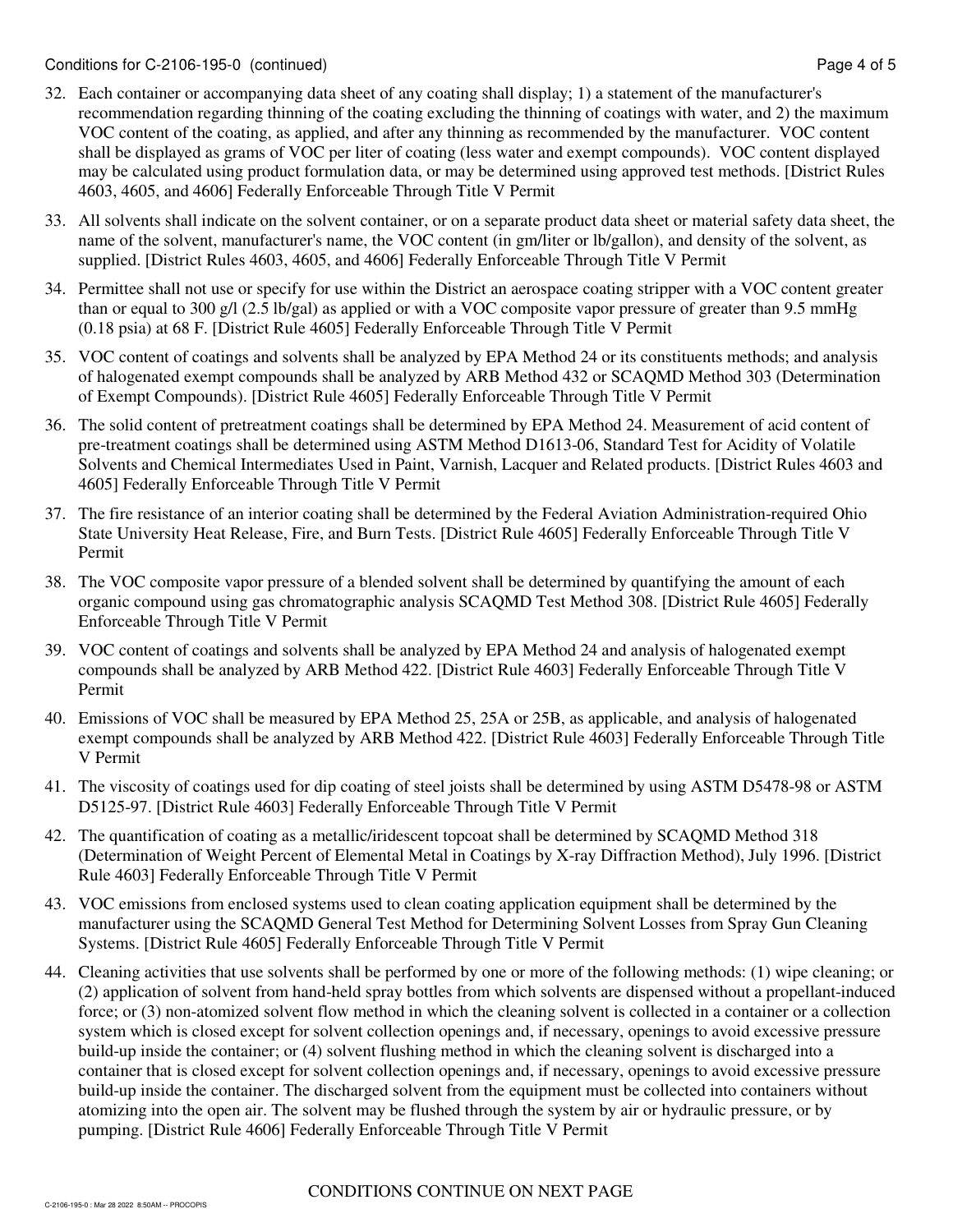32. Each container or accompanying data sheet of any coating shall display; 1) a statement of the manufacturer's recommendation regarding thinning of the coating excluding the thinning of coatings with water, and 2) the maximum VOC content of the coating, as applied, and after any thinning as recommended by the manufacturer. VOC content shall be displayed as grams of VOC per liter of coating (less water and exempt compounds). VOC content displayed may be calculated using product formulation data, or may be determined using approved test methods. [District Rules 4603, 4605, and 4606] Federally Enforceable Through Title V Permit

33. All solvents shall indicate on the solvent container, or on a separate product data sheet or material safety data sheet, the name of the solvent, manufacturer's name, the VOC content (in gm/liter or lb/gallon), and density of the solvent, as supplied. [District Rules 4603, 4605, and 4606] Federally Enforceable Through Title V Permit

34. Permittee shall not use or specify for use within the District an aerospace coating stripper with a VOC content greater than or equal to 300 g/l (2.5 lb/gal) as applied or with a VOC composite vapor pressure of greater than 9.5 mmHg (0.18 psia) at 68 F. [District Rule 4605] Federally Enforceable Through Title V Permit

35. VOC content of coatings and solvents shall be analyzed by EPA Method 24 or its constituents methods; and analysis of halogenated exempt compounds shall be analyzed by ARB Method 432 or SCAQMD Method 303 (Determination of Exempt Compounds). [District Rule 4605] Federally Enforceable Through Title V Permit

36. The solid content of pretreatment coatings shall be determined by EPA Method 24. Measurement of acid content of pre-treatment coatings shall be determined using ASTM Method D1613-06, Standard Test for Acidity of Volatile Solvents and Chemical Intermediates Used in Paint, Varnish, Lacquer and Related products. [District Rules 4603 and 4605] Federally Enforceable Through Title V Permit

37. The fire resistance of an interior coating shall be determined by the Federal Aviation Administration-required Ohio State University Heat Release, Fire, and Burn Tests. [District Rule 4605] Federally Enforceable Through Title V Permit

38. The VOC composite vapor pressure of a blended solvent shall be determined by quantifying the amount of each organic compound using gas chromatographic analysis SCAQMD Test Method 308. [District Rule 4605] Federally Enforceable Through Title V Permit

39. VOC content of coatings and solvents shall be analyzed by EPA Method 24 and analysis of halogenated exempt compounds shall be analyzed by ARB Method 422. [District Rule 4603] Federally Enforceable Through Title V Permit

40. Emissions of VOC shall be measured by EPA Method 25, 25A or 25B, as applicable, and analysis of halogenated exempt compounds shall be analyzed by ARB Method 422. [District Rule 4603] Federally Enforceable Through Title V Permit

41. The viscosity of coatings used for dip coating of steel joists shall be determined by using ASTM D5478-98 or ASTM D5125-97. [District Rule 4603] Federally Enforceable Through Title V Permit

42. The quantification of coating as a metallic/iridescent topcoat shall be determined by SCAQMD Method 318 (Determination of Weight Percent of Elemental Metal in Coatings by X-ray Diffraction Method), July 1996. [District Rule 4603] Federally Enforceable Through Title V Permit

43. VOC emissions from enclosed systems used to clean coating application equipment shall be determined by the manufacturer using the SCAQMD General Test Method for Determining Solvent Losses from Spray Gun Cleaning Systems. [District Rule 4605] Federally Enforceable Through Title V Permit

44. Cleaning activities that use solvents shall be performed by one or more of the following methods: (1) wipe cleaning; or (2) application of solvent from hand-held spray bottles from which solvents are dispensed without a propellant-induced force; or (3) non-atomized solvent flow method in which the cleaning solvent is collected in a container or a collection system which is closed except for solvent collection openings and, if necessary, openings to avoid excessive pressure build-up inside the container; or (4) solvent flushing method in which the cleaning solvent is discharged into a container that is closed except for solvent collection openings and, if necessary, openings to avoid excessive pressure build-up inside the container. The discharged solvent from the equipment must be collected into containers without atomizing into the open air. The solvent may be flushed through the system by air or hydraulic pressure, or by pumping. [District Rule 4606] Federally Enforceable Through Title V Permit

CONDITIONS CONTINUE ON NEXT PAGE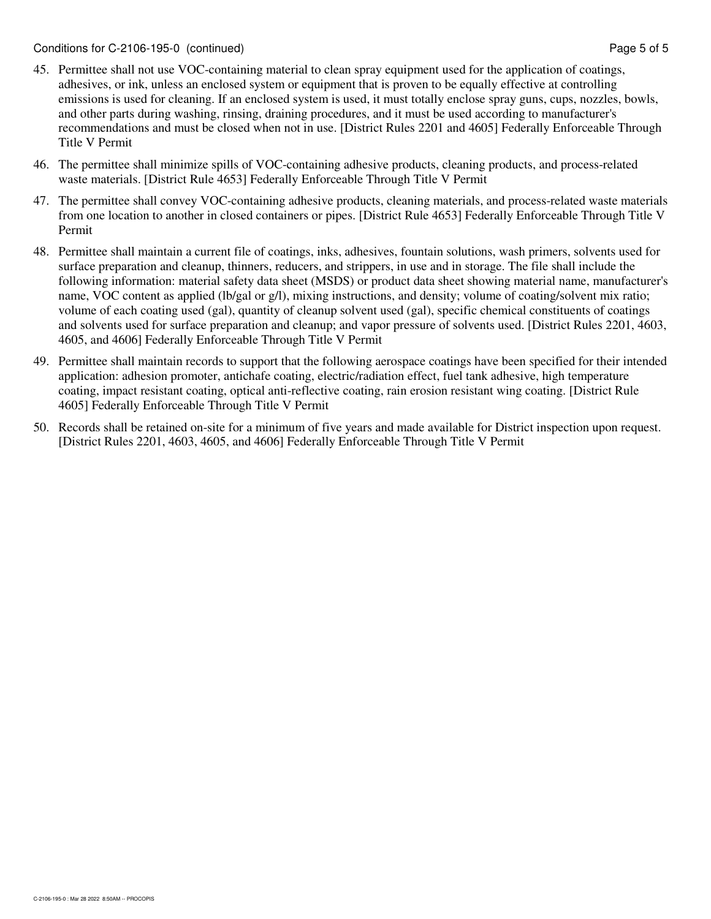45. Permittee shall not use VOC-containing material to clean spray equipment used for the application of coatings, adhesives, or ink, unless an enclosed system or equipment that is proven to be equally effective at controlling emissions is used for cleaning. If an enclosed system is used, it must totally enclose spray guns, cups, nozzles, bowls, and other parts during washing, rinsing, draining procedures, and it must be used according to manufacturer's recommendations and must be closed when not in use. [District Rules 2201 and 4605] Federally Enforceable Through Title V Permit

46. The permittee shall minimize spills of VOC-containing adhesive products, cleaning products, and process-related waste materials. [District Rule 4653] Federally Enforceable Through Title V Permit

47. The permittee shall convey VOC-containing adhesive products, cleaning materials, and process-related waste materials from one location to another in closed containers or pipes. [District Rule 4653] Federally Enforceable Through Title V Permit

48. Permittee shall maintain a current file of coatings, inks, adhesives, fountain solutions, wash primers, solvents used for surface preparation and cleanup, thinners, reducers, and strippers, in use and in storage. The file shall include the following information: material safety data sheet (MSDS) or product data sheet showing material name, manufacturer's name, VOC content as applied (lb/gal or g/l), mixing instructions, and density; volume of coating/solvent mix ratio; volume of each coating used (gal), quantity of cleanup solvent used (gal), specific chemical constituents of coatings and solvents used for surface preparation and cleanup; and vapor pressure of solvents used. [District Rules 2201, 4603, 4605, and 4606] Federally Enforceable Through Title V Permit

49. Permittee shall maintain records to support that the following aerospace coatings have been specified for their intended application: adhesion promoter, antichafe coating, electric/radiation effect, fuel tank adhesive, high temperature coating, impact resistant coating, optical anti-reflective coating, rain erosion resistant wing coating. [District Rule 4605] Federally Enforceable Through Title V Permit

50. Records shall be retained on-site for a minimum of five years and made available for District inspection upon request. [District Rules 2201, 4603, 4605, and 4606] Federally Enforceable Through Title V Permit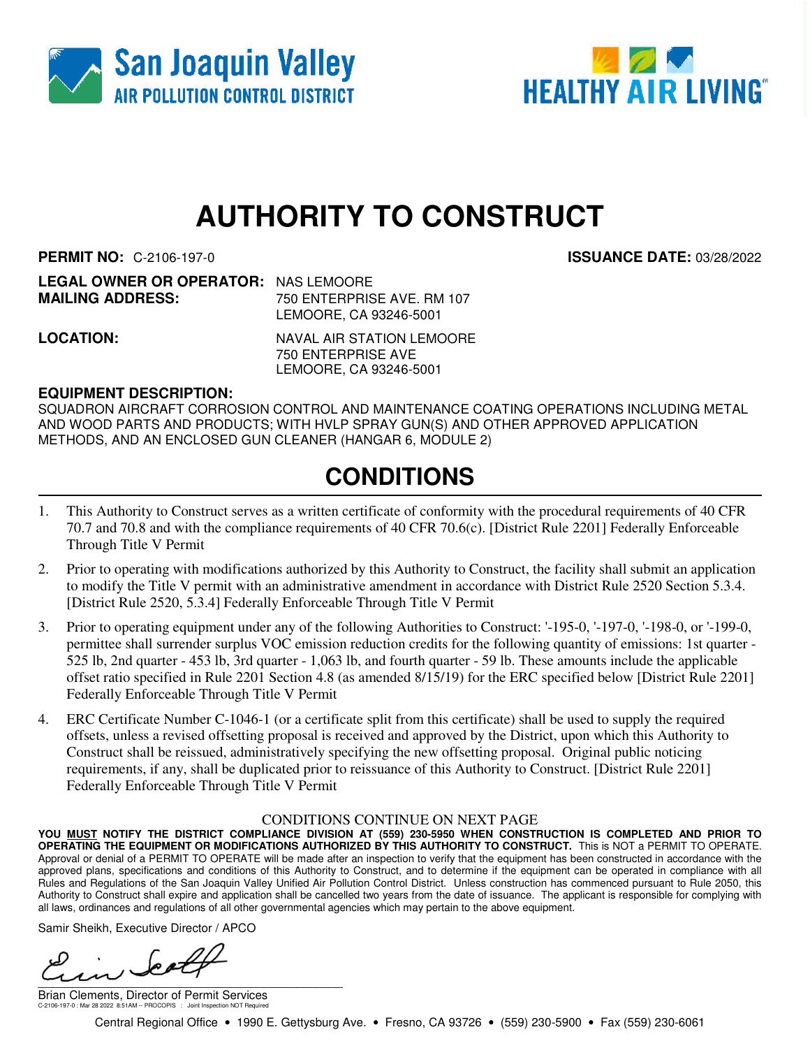San Joaquin Valley
AIR POLLUTION CONTROL DISTRICT

HEALTHY AIR LIVING

# AUTHORITY TO CONSTRUCT

**PERMIT NO:** C-2106-197-0 **ISSUANCE DATE:** 03/28/2022

**LEGAL OWNER OR OPERATOR:** NAS LEMOORE
**MAILING ADDRESS:** 750 ENTERPRISE AVE. RM 107
LEMOORE, CA 93246-5001

**LOCATION:** NAVAL AIR STATION LEMOORE
750 ENTERPRISE AVE
LEMOORE, CA 93246-5001

**EQUIPMENT DESCRIPTION:**
SQUADRON AIRCRAFT CORROSION CONTROL AND MAINTENANCE COATING OPERATIONS INCLUDING METAL AND WOOD PARTS AND PRODUCTS; WITH HVLP SPRAY GUN(S) AND OTHER APPROVED APPLICATION METHODS, AND AN ENCLOSED GUN CLEANER (HANGAR 6, MODULE 2)

## CONDITIONS

1. This Authority to Construct serves as a written certificate of conformity with the procedural requirements of 40 CFR 70.7 and 70.8 and with the compliance requirements of 40 CFR 70.6(c). [District Rule 2201] Federally Enforceable Through Title V Permit
2. Prior to operating with modifications authorized by this Authority to Construct, the facility shall submit an application to modify the Title V permit with an administrative amendment in accordance with District Rule 2520 Section 5.3.4. [District Rule 2520, 5.3.4] Federally Enforceable Through Title V Permit
3. Prior to operating equipment under any of the following Authorities to Construct: '-195-0, '-197-0, '-198-0, or '-199-0, permittee shall surrender surplus VOC emission reduction credits for the following quantity of emissions: 1st quarter - 525 lb, 2nd quarter - 453 lb, 3rd quarter - 1,063 lb, and fourth quarter - 59 lb. These amounts include the applicable offset ratio specified in Rule 2201 Section 4.8 (as amended 8/15/19) for the ERC specified below [District Rule 2201] Federally Enforceable Through Title V Permit
4. ERC Certificate Number C-1046-1 (or a certificate split from this certificate) shall be used to supply the required offsets, unless a revised offsetting proposal is received and approved by the District, upon which this Authority to Construct shall be reissued, administratively specifying the new offsetting proposal. Original public noticing requirements, if any, shall be duplicated prior to reissuance of this Authority to Construct. [District Rule 2201] Federally Enforceable Through Title V Permit

CONDITIONS CONTINUE ON NEXT PAGE

**YOU MUST NOTIFY THE DISTRICT COMPLIANCE DIVISION AT (559) 230-5950 WHEN CONSTRUCTION IS COMPLETED AND PRIOR TO OPERATING THE EQUIPMENT OR MODIFICATIONS AUTHORIZED BY THIS AUTHORITY TO CONSTRUCT.** This is NOT a PERMIT TO OPERATE. Approval or denial of a PERMIT TO OPERATE will be made after an inspection to verify that the equipment has been constructed in accordance with the approved plans, specifications and conditions of this Authority to Construct, and to determine if the equipment can be operated in compliance with all Rules and Regulations of the San Joaquin Valley Unified Air Pollution Control District. Unless construction has commenced pursuant to Rule 2050, this Authority to Construct shall expire and application shall be cancelled two years from the date of issuance. The applicant is responsible for complying with all laws, ordinances and regulations of all other governmental agencies which may pertain to the above equipment.

Samir Sheikh, Executive Director / APCO

Brian Clements, Director of Permit Services

C-2106-197-0 : Mar 28 2022 8:51AM -- PROCOPIS : Joint Inspection NOT Required

Central Regional Office • 1990 E. Gettysburg Ave. • Fresno, CA 93726 • (559) 230-5900 • Fax (559) 230-6061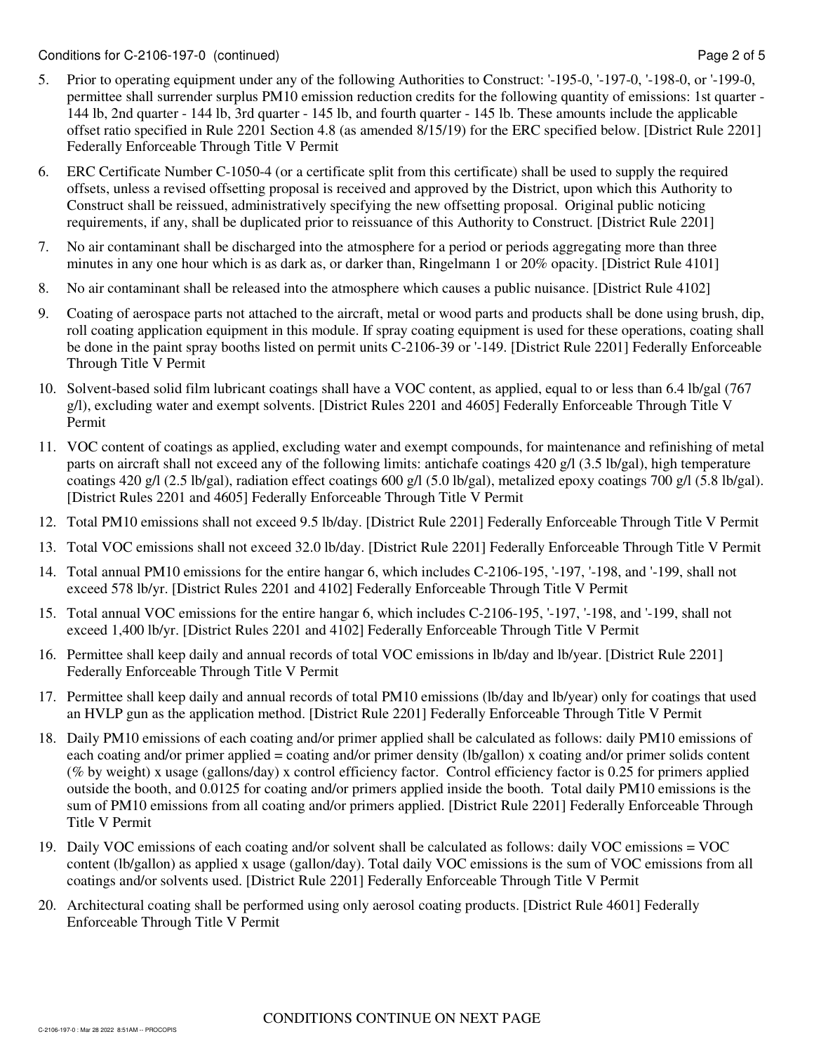5. Prior to operating equipment under any of the following Authorities to Construct: '-195-0, '-197-0, '-198-0, or '-199-0, permittee shall surrender surplus PM10 emission reduction credits for the following quantity of emissions: 1st quarter - 144 lb, 2nd quarter - 144 lb, 3rd quarter - 145 lb, and fourth quarter - 145 lb. These amounts include the applicable offset ratio specified in Rule 2201 Section 4.8 (as amended 8/15/19) for the ERC specified below. [District Rule 2201] Federally Enforceable Through Title V Permit

6. ERC Certificate Number C-1050-4 (or a certificate split from this certificate) shall be used to supply the required offsets, unless a revised offsetting proposal is received and approved by the District, upon which this Authority to Construct shall be reissued, administratively specifying the new offsetting proposal. Original public noticing requirements, if any, shall be duplicated prior to reissuance of this Authority to Construct. [District Rule 2201]

7. No air contaminant shall be discharged into the atmosphere for a period or periods aggregating more than three minutes in any one hour which is as dark as, or darker than, Ringelmann 1 or 20% opacity. [District Rule 4101]

8. No air contaminant shall be released into the atmosphere which causes a public nuisance. [District Rule 4102]

9. Coating of aerospace parts not attached to the aircraft, metal or wood parts and products shall be done using brush, dip, roll coating application equipment in this module. If spray coating equipment is used for these operations, coating shall be done in the paint spray booths listed on permit units C-2106-39 or '-149. [District Rule 2201] Federally Enforceable Through Title V Permit

10. Solvent-based solid film lubricant coatings shall have a VOC content, as applied, equal to or less than 6.4 lb/gal (767 g/l), excluding water and exempt solvents. [District Rules 2201 and 4605] Federally Enforceable Through Title V Permit

11. VOC content of coatings as applied, excluding water and exempt compounds, for maintenance and refinishing of metal parts on aircraft shall not exceed any of the following limits: antichafe coatings 420 g/l (3.5 lb/gal), high temperature coatings 420 g/l (2.5 lb/gal), radiation effect coatings 600 g/l (5.0 lb/gal), metalized epoxy coatings 700 g/l (5.8 lb/gal). [District Rules 2201 and 4605] Federally Enforceable Through Title V Permit

12. Total PM10 emissions shall not exceed 9.5 lb/day. [District Rule 2201] Federally Enforceable Through Title V Permit

13. Total VOC emissions shall not exceed 32.0 lb/day. [District Rule 2201] Federally Enforceable Through Title V Permit

14. Total annual PM10 emissions for the entire hangar 6, which includes C-2106-195, '-197, '-198, and '-199, shall not exceed 578 lb/yr. [District Rules 2201 and 4102] Federally Enforceable Through Title V Permit

15. Total annual VOC emissions for the entire hangar 6, which includes C-2106-195, '-197, '-198, and '-199, shall not exceed 1,400 lb/yr. [District Rules 2201 and 4102] Federally Enforceable Through Title V Permit

16. Permittee shall keep daily and annual records of total VOC emissions in lb/day and lb/year. [District Rule 2201] Federally Enforceable Through Title V Permit

17. Permittee shall keep daily and annual records of total PM10 emissions (lb/day and lb/year) only for coatings that used an HVLP gun as the application method. [District Rule 2201] Federally Enforceable Through Title V Permit

18. Daily PM10 emissions of each coating and/or primer applied shall be calculated as follows: daily PM10 emissions of each coating and/or primer applied = coating and/or primer density (lb/gallon) x coating and/or primer solids content (% by weight) x usage (gallons/day) x control efficiency factor. Control efficiency factor is 0.25 for primers applied outside the booth, and 0.0125 for coating and/or primers applied inside the booth. Total daily PM10 emissions is the sum of PM10 emissions from all coating and/or primers applied. [District Rule 2201] Federally Enforceable Through Title V Permit

19. Daily VOC emissions of each coating and/or solvent shall be calculated as follows: daily VOC emissions = VOC content (lb/gallon) as applied x usage (gallon/day). Total daily VOC emissions is the sum of VOC emissions from all coatings and/or solvents used. [District Rule 2201] Federally Enforceable Through Title V Permit

20. Architectural coating shall be performed using only aerosol coating products. [District Rule 4601] Federally Enforceable Through Title V Permit

CONDITIONS CONTINUE ON NEXT PAGE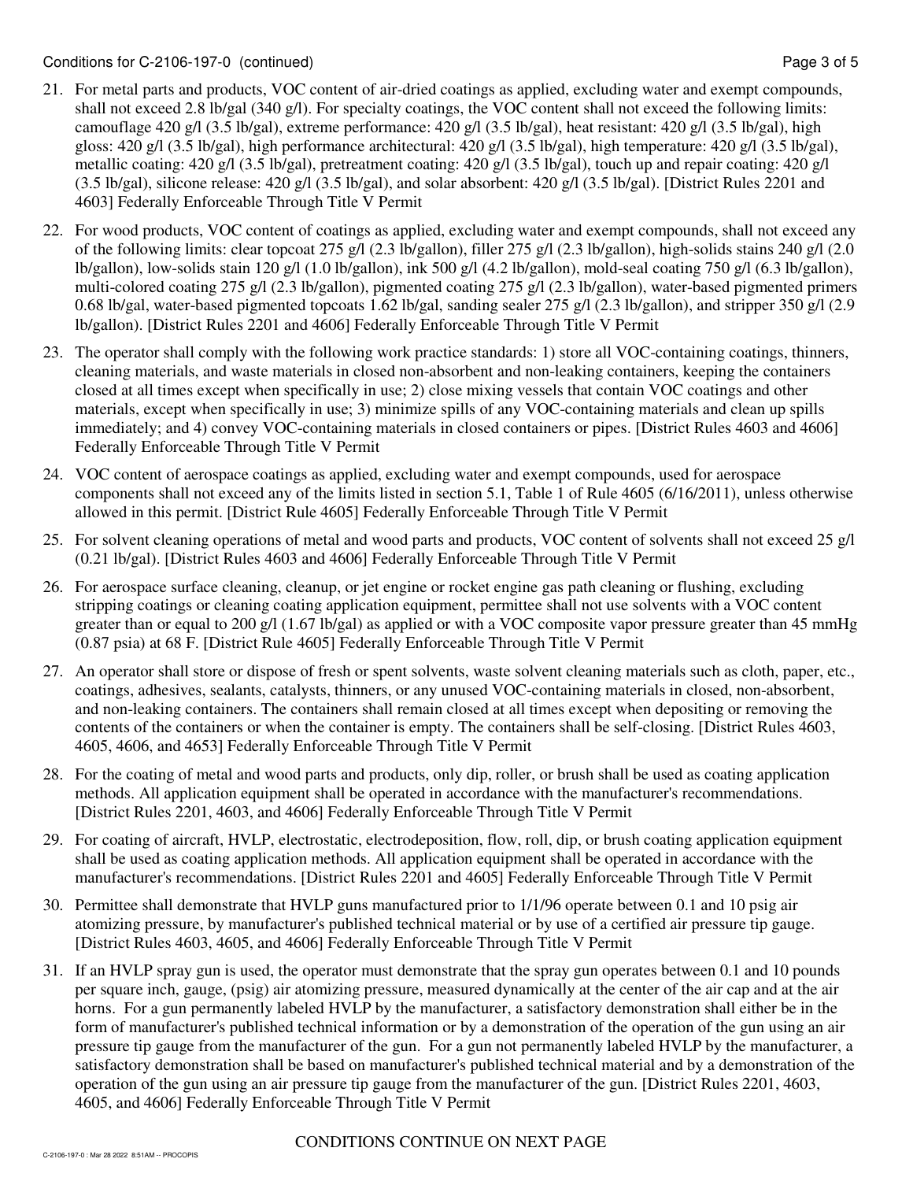21. For metal parts and products, VOC content of air-dried coatings as applied, excluding water and exempt compounds, shall not exceed 2.8 lb/gal (340 g/l). For specialty coatings, the VOC content shall not exceed the following limits: camouflage 420 g/l (3.5 lb/gal), extreme performance: 420 g/l (3.5 lb/gal), heat resistant: 420 g/l (3.5 lb/gal), high gloss: 420 g/l (3.5 lb/gal), high performance architectural: 420 g/l (3.5 lb/gal), high temperature: 420 g/l (3.5 lb/gal), metallic coating: 420 g/l (3.5 lb/gal), pretreatment coating: 420 g/l (3.5 lb/gal), touch up and repair coating: 420 g/l (3.5 lb/gal), silicone release: 420 g/l (3.5 lb/gal), and solar absorbent: 420 g/l (3.5 lb/gal). [District Rules 2201 and 4603] Federally Enforceable Through Title V Permit

22. For wood products, VOC content of coatings as applied, excluding water and exempt compounds, shall not exceed any of the following limits: clear topcoat 275 g/l (2.3 lb/gallon), filler 275 g/l (2.3 lb/gallon), high-solids stains 240 g/l (2.0 lb/gallon), low-solids stain 120 g/l (1.0 lb/gallon), ink 500 g/l (4.2 lb/gallon), mold-seal coating 750 g/l (6.3 lb/gallon), multi-colored coating 275 g/l (2.3 lb/gallon), pigmented coating 275 g/l (2.3 lb/gallon), water-based pigmented primers 0.68 lb/gal, water-based pigmented topcoats 1.62 lb/gal, sanding sealer 275 g/l (2.3 lb/gallon), and stripper 350 g/l (2.9 lb/gallon). [District Rules 2201 and 4606] Federally Enforceable Through Title V Permit

23. The operator shall comply with the following work practice standards: 1) store all VOC-containing coatings, thinners, cleaning materials, and waste materials in closed non-absorbent and non-leaking containers, keeping the containers closed at all times except when specifically in use; 2) close mixing vessels that contain VOC coatings and other materials, except when specifically in use; 3) minimize spills of any VOC-containing materials and clean up spills immediately; and 4) convey VOC-containing materials in closed containers or pipes. [District Rules 4603 and 4606] Federally Enforceable Through Title V Permit

24. VOC content of aerospace coatings as applied, excluding water and exempt compounds, used for aerospace components shall not exceed any of the limits listed in section 5.1, Table 1 of Rule 4605 (6/16/2011), unless otherwise allowed in this permit. [District Rule 4605] Federally Enforceable Through Title V Permit

25. For solvent cleaning operations of metal and wood parts and products, VOC content of solvents shall not exceed 25 g/l (0.21 lb/gal). [District Rules 4603 and 4606] Federally Enforceable Through Title V Permit

26. For aerospace surface cleaning, cleanup, or jet engine or rocket engine gas path cleaning or flushing, excluding stripping coatings or cleaning coating application equipment, permittee shall not use solvents with a VOC content greater than or equal to 200 g/l (1.67 lb/gal) as applied or with a VOC composite vapor pressure greater than 45 mmHg (0.87 psia) at 68 F. [District Rule 4605] Federally Enforceable Through Title V Permit

27. An operator shall store or dispose of fresh or spent solvents, waste solvent cleaning materials such as cloth, paper, etc., coatings, adhesives, sealants, catalysts, thinners, or any unused VOC-containing materials in closed, non-absorbent, and non-leaking containers. The containers shall remain closed at all times except when depositing or removing the contents of the containers or when the container is empty. The containers shall be self-closing. [District Rules 4603, 4605, 4606, and 4653] Federally Enforceable Through Title V Permit

28. For the coating of metal and wood parts and products, only dip, roller, or brush shall be used as coating application methods. All application equipment shall be operated in accordance with the manufacturer's recommendations. [District Rules 2201, 4603, and 4606] Federally Enforceable Through Title V Permit

29. For coating of aircraft, HVLP, electrostatic, electrodeposition, flow, roll, dip, or brush coating application equipment shall be used as coating application methods. All application equipment shall be operated in accordance with the manufacturer's recommendations. [District Rules 2201 and 4605] Federally Enforceable Through Title V Permit

30. Permittee shall demonstrate that HVLP guns manufactured prior to 1/1/96 operate between 0.1 and 10 psig air atomizing pressure, by manufacturer's published technical material or by use of a certified air pressure tip gauge. [District Rules 4603, 4605, and 4606] Federally Enforceable Through Title V Permit

31. If an HVLP spray gun is used, the operator must demonstrate that the spray gun operates between 0.1 and 10 pounds per square inch, gauge, (psig) air atomizing pressure, measured dynamically at the center of the air cap and at the air horns. For a gun permanently labeled HVLP by the manufacturer, a satisfactory demonstration shall either be in the form of manufacturer's published technical information or by a demonstration of the operation of the gun using an air pressure tip gauge from the manufacturer of the gun. For a gun not permanently labeled HVLP by the manufacturer, a satisfactory demonstration shall be based on manufacturer's published technical material and by a demonstration of the operation of the gun using an air pressure tip gauge from the manufacturer of the gun. [District Rules 2201, 4603, 4605, and 4606] Federally Enforceable Through Title V Permit

CONDITIONS CONTINUE ON NEXT PAGE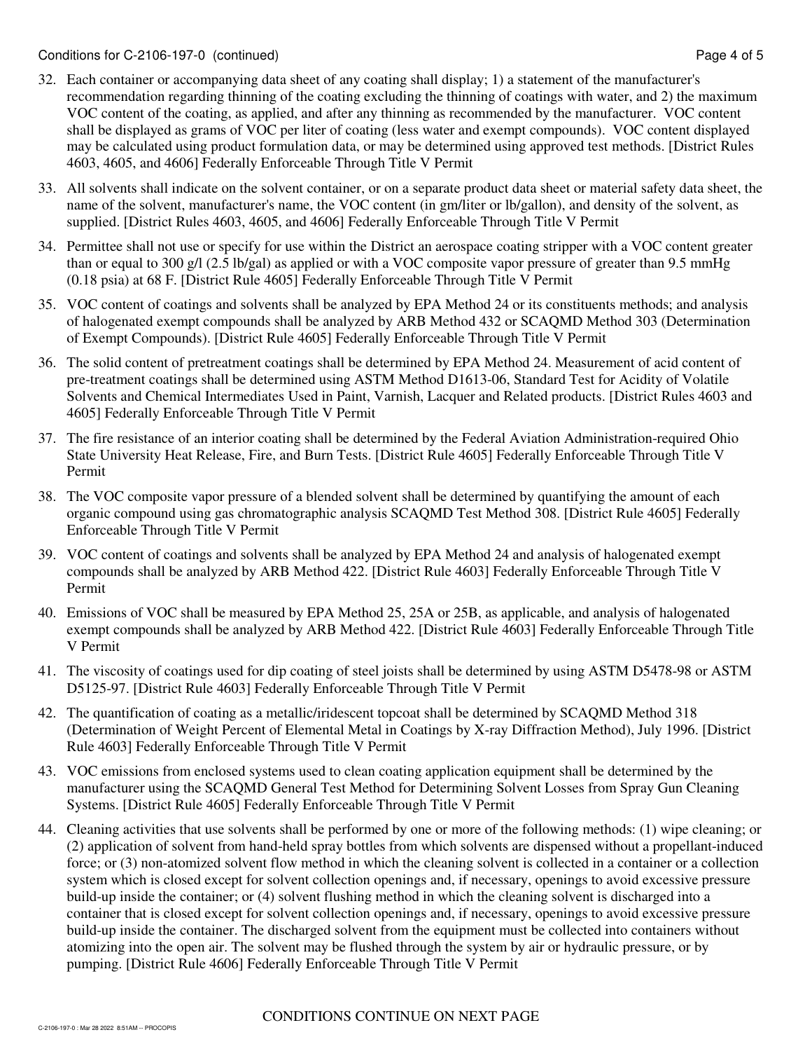32. Each container or accompanying data sheet of any coating shall display; 1) a statement of the manufacturer's recommendation regarding thinning of the coating excluding the thinning of coatings with water, and 2) the maximum VOC content of the coating, as applied, and after any thinning as recommended by the manufacturer. VOC content shall be displayed as grams of VOC per liter of coating (less water and exempt compounds). VOC content displayed may be calculated using product formulation data, or may be determined using approved test methods. [District Rules 4603, 4605, and 4606] Federally Enforceable Through Title V Permit

33. All solvents shall indicate on the solvent container, or on a separate product data sheet or material safety data sheet, the name of the solvent, manufacturer's name, the VOC content (in gm/liter or lb/gallon), and density of the solvent, as supplied. [District Rules 4603, 4605, and 4606] Federally Enforceable Through Title V Permit

34. Permittee shall not use or specify for use within the District an aerospace coating stripper with a VOC content greater than or equal to 300 g/l (2.5 lb/gal) as applied or with a VOC composite vapor pressure of greater than 9.5 mmHg (0.18 psia) at 68 F. [District Rule 4605] Federally Enforceable Through Title V Permit

35. VOC content of coatings and solvents shall be analyzed by EPA Method 24 or its constituents methods; and analysis of halogenated exempt compounds shall be analyzed by ARB Method 432 or SCAQMD Method 303 (Determination of Exempt Compounds). [District Rule 4605] Federally Enforceable Through Title V Permit

36. The solid content of pretreatment coatings shall be determined by EPA Method 24. Measurement of acid content of pre-treatment coatings shall be determined using ASTM Method D1613-06, Standard Test for Acidity of Volatile Solvents and Chemical Intermediates Used in Paint, Varnish, Lacquer and Related products. [District Rules 4603 and 4605] Federally Enforceable Through Title V Permit

37. The fire resistance of an interior coating shall be determined by the Federal Aviation Administration-required Ohio State University Heat Release, Fire, and Burn Tests. [District Rule 4605] Federally Enforceable Through Title V Permit

38. The VOC composite vapor pressure of a blended solvent shall be determined by quantifying the amount of each organic compound using gas chromatographic analysis SCAQMD Test Method 308. [District Rule 4605] Federally Enforceable Through Title V Permit

39. VOC content of coatings and solvents shall be analyzed by EPA Method 24 and analysis of halogenated exempt compounds shall be analyzed by ARB Method 422. [District Rule 4603] Federally Enforceable Through Title V Permit

40. Emissions of VOC shall be measured by EPA Method 25, 25A or 25B, as applicable, and analysis of halogenated exempt compounds shall be analyzed by ARB Method 422. [District Rule 4603] Federally Enforceable Through Title V Permit

41. The viscosity of coatings used for dip coating of steel joists shall be determined by using ASTM D5478-98 or ASTM D5125-97. [District Rule 4603] Federally Enforceable Through Title V Permit

42. The quantification of coating as a metallic/iridescent topcoat shall be determined by SCAQMD Method 318 (Determination of Weight Percent of Elemental Metal in Coatings by X-ray Diffraction Method), July 1996. [District Rule 4603] Federally Enforceable Through Title V Permit

43. VOC emissions from enclosed systems used to clean coating application equipment shall be determined by the manufacturer using the SCAQMD General Test Method for Determining Solvent Losses from Spray Gun Cleaning Systems. [District Rule 4605] Federally Enforceable Through Title V Permit

44. Cleaning activities that use solvents shall be performed by one or more of the following methods: (1) wipe cleaning; or (2) application of solvent from hand-held spray bottles from which solvents are dispensed without a propellant-induced force; or (3) non-atomized solvent flow method in which the cleaning solvent is collected in a container or a collection system which is closed except for solvent collection openings and, if necessary, openings to avoid excessive pressure build-up inside the container; or (4) solvent flushing method in which the cleaning solvent is discharged into a container that is closed except for solvent collection openings and, if necessary, openings to avoid excessive pressure build-up inside the container. The discharged solvent from the equipment must be collected into containers without atomizing into the open air. The solvent may be flushed through the system by air or hydraulic pressure, or by pumping. [District Rule 4606] Federally Enforceable Through Title V Permit

CONDITIONS CONTINUE ON NEXT PAGE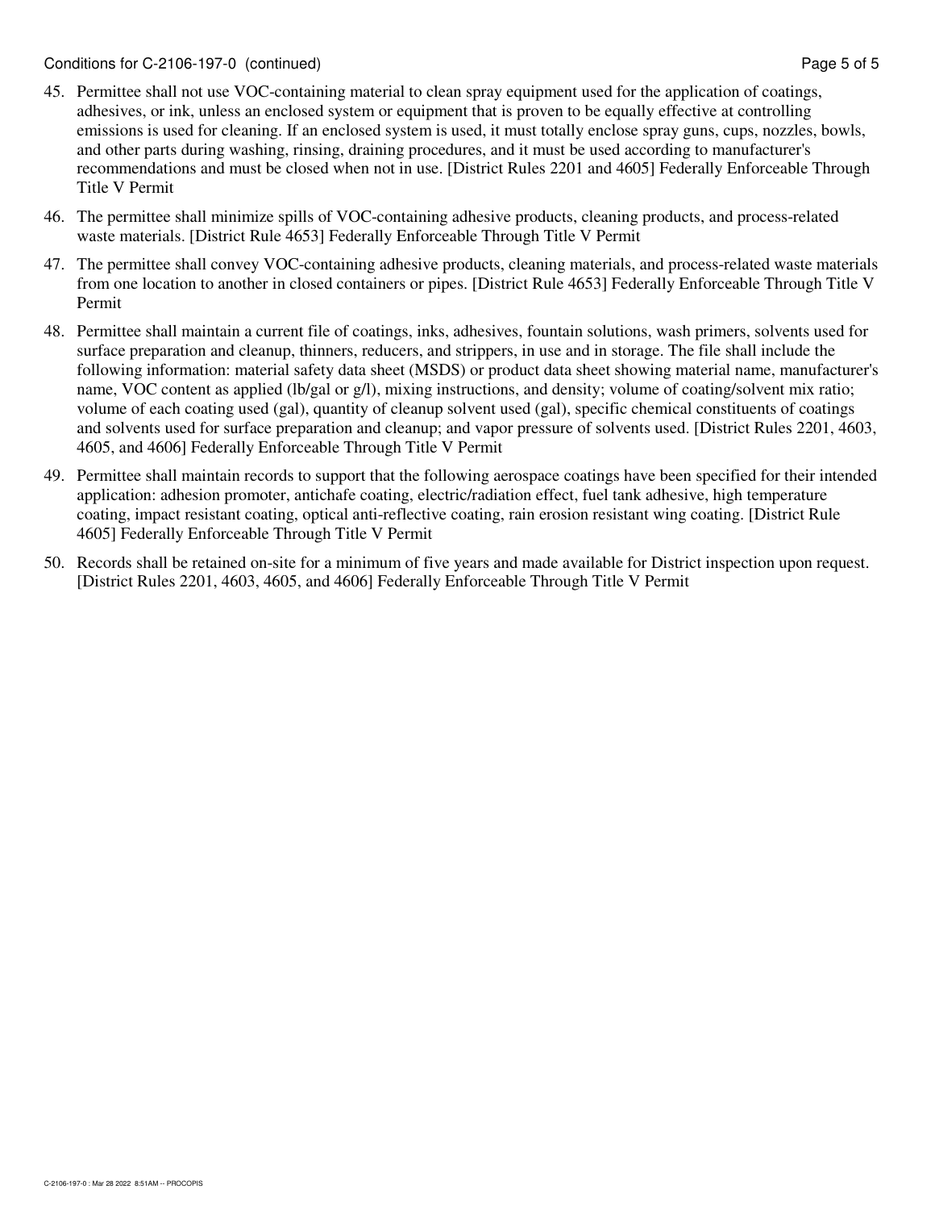45. Permittee shall not use VOC-containing material to clean spray equipment used for the application of coatings, adhesives, or ink, unless an enclosed system or equipment that is proven to be equally effective at controlling emissions is used for cleaning. If an enclosed system is used, it must totally enclose spray guns, cups, nozzles, bowls, and other parts during washing, rinsing, draining procedures, and it must be used according to manufacturer's recommendations and must be closed when not in use. [District Rules 2201 and 4605] Federally Enforceable Through Title V Permit

46. The permittee shall minimize spills of VOC-containing adhesive products, cleaning products, and process-related waste materials. [District Rule 4653] Federally Enforceable Through Title V Permit

47. The permittee shall convey VOC-containing adhesive products, cleaning materials, and process-related waste materials from one location to another in closed containers or pipes. [District Rule 4653] Federally Enforceable Through Title V Permit

48. Permittee shall maintain a current file of coatings, inks, adhesives, fountain solutions, wash primers, solvents used for surface preparation and cleanup, thinners, reducers, and strippers, in use and in storage. The file shall include the following information: material safety data sheet (MSDS) or product data sheet showing material name, manufacturer's name, VOC content as applied (lb/gal or g/l), mixing instructions, and density; volume of coating/solvent mix ratio; volume of each coating used (gal), quantity of cleanup solvent used (gal), specific chemical constituents of coatings and solvents used for surface preparation and cleanup; and vapor pressure of solvents used. [District Rules 2201, 4603, 4605, and 4606] Federally Enforceable Through Title V Permit

49. Permittee shall maintain records to support that the following aerospace coatings have been specified for their intended application: adhesion promoter, antichafe coating, electric/radiation effect, fuel tank adhesive, high temperature coating, impact resistant coating, optical anti-reflective coating, rain erosion resistant wing coating. [District Rule 4605] Federally Enforceable Through Title V Permit

50. Records shall be retained on-site for a minimum of five years and made available for District inspection upon request. [District Rules 2201, 4603, 4605, and 4606] Federally Enforceable Through Title V Permit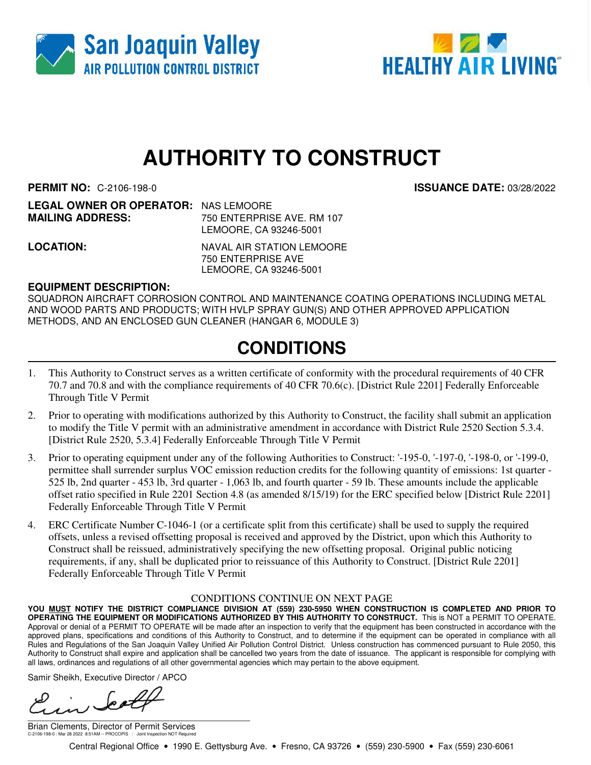San Joaquin Valley
AIR POLLUTION CONTROL DISTRICT

HEALTHY AIR LIVING

# AUTHORITY TO CONSTRUCT

**PERMIT NO:** C-2106-198-0 **ISSUANCE DATE:** 03/28/2022

**LEGAL OWNER OR OPERATOR:** NAS LEMOORE
**MAILING ADDRESS:** 750 ENTERPRISE AVE. RM 107
LEMOORE, CA 93246-5001

**LOCATION:** NAVAL AIR STATION LEMOORE
750 ENTERPRISE AVE
LEMOORE, CA 93246-5001

**EQUIPMENT DESCRIPTION:**
SQUADRON AIRCRAFT CORROSION CONTROL AND MAINTENANCE COATING OPERATIONS INCLUDING METAL AND WOOD PARTS AND PRODUCTS; WITH HVLP SPRAY GUN(S) AND OTHER APPROVED APPLICATION METHODS, AND AN ENCLOSED GUN CLEANER (HANGAR 6, MODULE 3)

## CONDITIONS

1. This Authority to Construct serves as a written certificate of conformity with the procedural requirements of 40 CFR 70.7 and 70.8 and with the compliance requirements of 40 CFR 70.6(c). [District Rule 2201] Federally Enforceable Through Title V Permit
2. Prior to operating with modifications authorized by this Authority to Construct, the facility shall submit an application to modify the Title V permit with an administrative amendment in accordance with District Rule 2520 Section 5.3.4. [District Rule 2520, 5.3.4] Federally Enforceable Through Title V Permit
3. Prior to operating equipment under any of the following Authorities to Construct: '-195-0, '-197-0, '-198-0, or '-199-0, permittee shall surrender surplus VOC emission reduction credits for the following quantity of emissions: 1st quarter - 525 lb, 2nd quarter - 453 lb, 3rd quarter - 1,063 lb, and fourth quarter - 59 lb. These amounts include the applicable offset ratio specified in Rule 2201 Section 4.8 (as amended 8/15/19) for the ERC specified below [District Rule 2201] Federally Enforceable Through Title V Permit
4. ERC Certificate Number C-1046-1 (or a certificate split from this certificate) shall be used to supply the required offsets, unless a revised offsetting proposal is received and approved by the District, upon which this Authority to Construct shall be reissued, administratively specifying the new offsetting proposal. Original public noticing requirements, if any, shall be duplicated prior to reissuance of this Authority to Construct. [District Rule 2201] Federally Enforceable Through Title V Permit

CONDITIONS CONTINUE ON NEXT PAGE

**YOU MUST NOTIFY THE DISTRICT COMPLIANCE DIVISION AT (559) 230-5950 WHEN CONSTRUCTION IS COMPLETED AND PRIOR TO OPERATING THE EQUIPMENT OR MODIFICATIONS AUTHORIZED BY THIS AUTHORITY TO CONSTRUCT.** This is NOT a PERMIT TO OPERATE. Approval or denial of a PERMIT TO OPERATE will be made after an inspection to verify that the equipment has been constructed in accordance with the approved plans, specifications and conditions of this Authority to Construct, and to determine if the equipment can be operated in compliance with all Rules and Regulations of the San Joaquin Valley Unified Air Pollution Control District. Unless construction has commenced pursuant to Rule 2050, this Authority to Construct shall expire and application shall be cancelled two years from the date of issuance. The applicant is responsible for complying with all laws, ordinances and regulations of all other governmental agencies which may pertain to the above equipment.

Samir Sheikh, Executive Director / APCO

Brian Clements, Director of Permit Services

C-2106-198-0 : Mar 28 2022 8:51AM -- PROCOPIS : Joint Inspection NOT Required

Central Regional Office • 1990 E. Gettysburg Ave. • Fresno, CA 93726 • (559) 230-5900 • Fax (559) 230-6061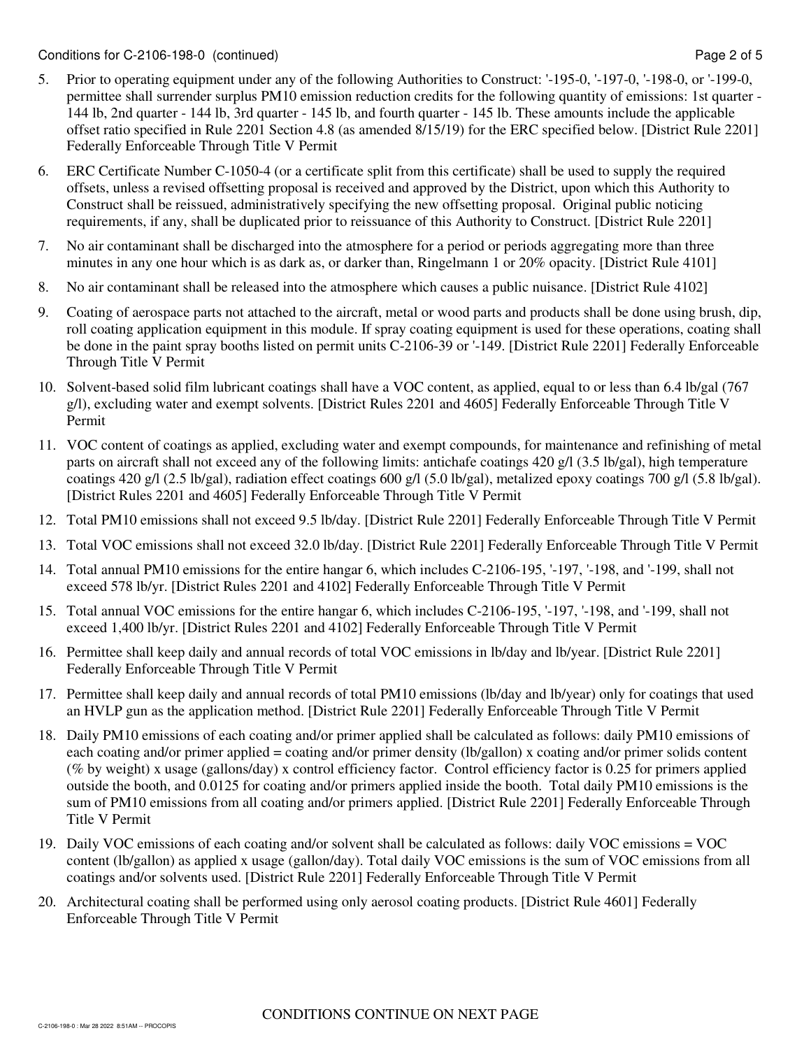5. Prior to operating equipment under any of the following Authorities to Construct: '-195-0, '-197-0, '-198-0, or '-199-0, permittee shall surrender surplus PM10 emission reduction credits for the following quantity of emissions: 1st quarter - 144 lb, 2nd quarter - 144 lb, 3rd quarter - 145 lb, and fourth quarter - 145 lb. These amounts include the applicable offset ratio specified in Rule 2201 Section 4.8 (as amended 8/15/19) for the ERC specified below. [District Rule 2201] Federally Enforceable Through Title V Permit

6. ERC Certificate Number C-1050-4 (or a certificate split from this certificate) shall be used to supply the required offsets, unless a revised offsetting proposal is received and approved by the District, upon which this Authority to Construct shall be reissued, administratively specifying the new offsetting proposal. Original public noticing requirements, if any, shall be duplicated prior to reissuance of this Authority to Construct. [District Rule 2201]

7. No air contaminant shall be discharged into the atmosphere for a period or periods aggregating more than three minutes in any one hour which is as dark as, or darker than, Ringelmann 1 or 20% opacity. [District Rule 4101]

8. No air contaminant shall be released into the atmosphere which causes a public nuisance. [District Rule 4102]

9. Coating of aerospace parts not attached to the aircraft, metal or wood parts and products shall be done using brush, dip, roll coating application equipment in this module. If spray coating equipment is used for these operations, coating shall be done in the paint spray booths listed on permit units C-2106-39 or '-149. [District Rule 2201] Federally Enforceable Through Title V Permit

10. Solvent-based solid film lubricant coatings shall have a VOC content, as applied, equal to or less than 6.4 lb/gal (767 g/l), excluding water and exempt solvents. [District Rules 2201 and 4605] Federally Enforceable Through Title V Permit

11. VOC content of coatings as applied, excluding water and exempt compounds, for maintenance and refinishing of metal parts on aircraft shall not exceed any of the following limits: antichafe coatings 420 g/l (3.5 lb/gal), high temperature coatings 420 g/l (2.5 lb/gal), radiation effect coatings 600 g/l (5.0 lb/gal), metalized epoxy coatings 700 g/l (5.8 lb/gal). [District Rules 2201 and 4605] Federally Enforceable Through Title V Permit

12. Total PM10 emissions shall not exceed 9.5 lb/day. [District Rule 2201] Federally Enforceable Through Title V Permit

13. Total VOC emissions shall not exceed 32.0 lb/day. [District Rule 2201] Federally Enforceable Through Title V Permit

14. Total annual PM10 emissions for the entire hangar 6, which includes C-2106-195, '-197, '-198, and '-199, shall not exceed 578 lb/yr. [District Rules 2201 and 4102] Federally Enforceable Through Title V Permit

15. Total annual VOC emissions for the entire hangar 6, which includes C-2106-195, '-197, '-198, and '-199, shall not exceed 1,400 lb/yr. [District Rules 2201 and 4102] Federally Enforceable Through Title V Permit

16. Permittee shall keep daily and annual records of total VOC emissions in lb/day and lb/year. [District Rule 2201] Federally Enforceable Through Title V Permit

17. Permittee shall keep daily and annual records of total PM10 emissions (lb/day and lb/year) only for coatings that used an HVLP gun as the application method. [District Rule 2201] Federally Enforceable Through Title V Permit

18. Daily PM10 emissions of each coating and/or primer applied shall be calculated as follows: daily PM10 emissions of each coating and/or primer applied = coating and/or primer density (lb/gallon) x coating and/or primer solids content (% by weight) x usage (gallons/day) x control efficiency factor. Control efficiency factor is 0.25 for primers applied outside the booth, and 0.0125 for coating and/or primers applied inside the booth. Total daily PM10 emissions is the sum of PM10 emissions from all coating and/or primers applied. [District Rule 2201] Federally Enforceable Through Title V Permit

19. Daily VOC emissions of each coating and/or solvent shall be calculated as follows: daily VOC emissions = VOC content (lb/gallon) as applied x usage (gallon/day). Total daily VOC emissions is the sum of VOC emissions from all coatings and/or solvents used. [District Rule 2201] Federally Enforceable Through Title V Permit

20. Architectural coating shall be performed using only aerosol coating products. [District Rule 4601] Federally Enforceable Through Title V Permit

CONDITIONS CONTINUE ON NEXT PAGE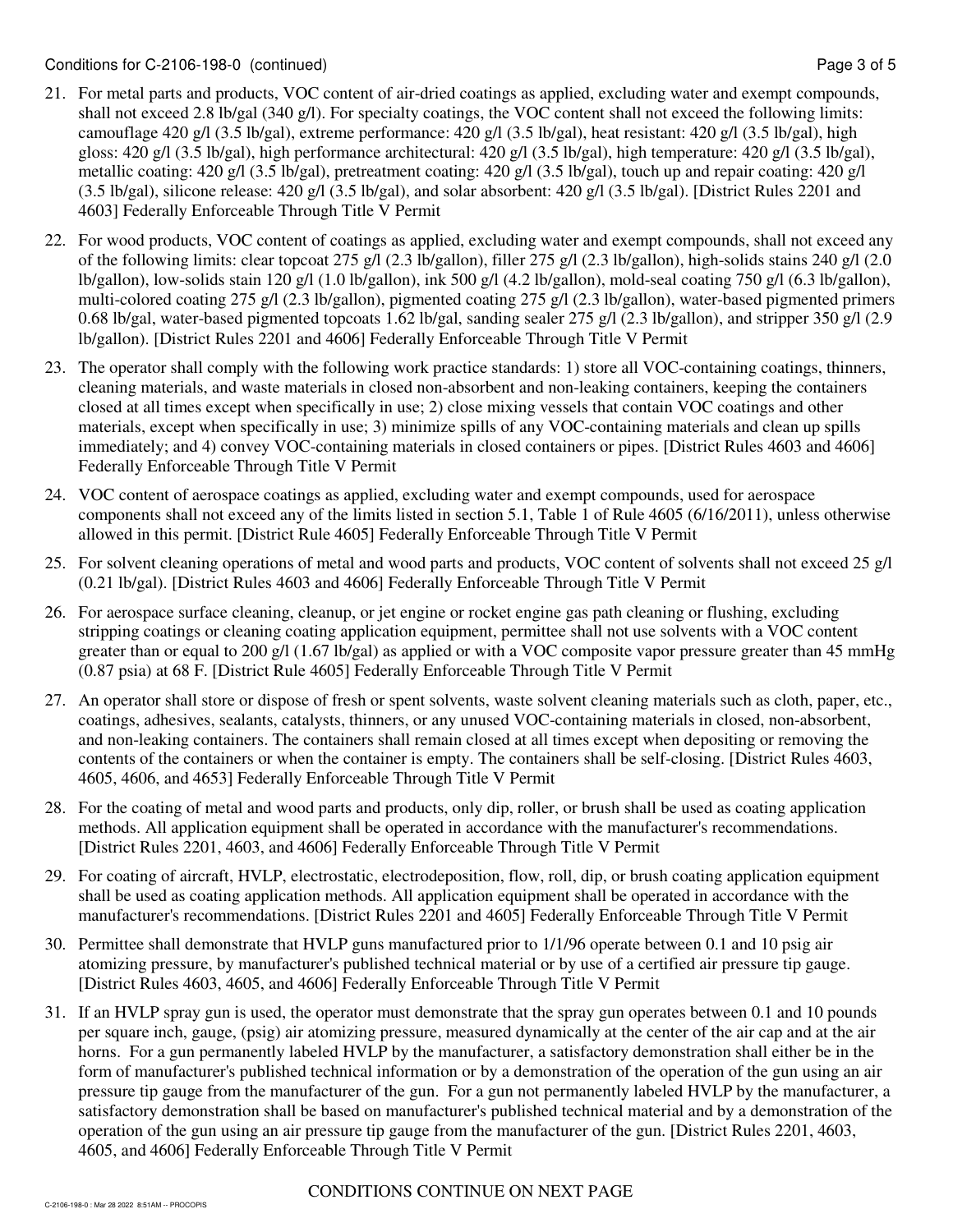21. For metal parts and products, VOC content of air-dried coatings as applied, excluding water and exempt compounds, shall not exceed 2.8 lb/gal (340 g/l). For specialty coatings, the VOC content shall not exceed the following limits: camouflage 420 g/l (3.5 lb/gal), extreme performance: 420 g/l (3.5 lb/gal), heat resistant: 420 g/l (3.5 lb/gal), high gloss: 420 g/l (3.5 lb/gal), high performance architectural: 420 g/l (3.5 lb/gal), high temperature: 420 g/l (3.5 lb/gal), metallic coating: 420 g/l (3.5 lb/gal), pretreatment coating: 420 g/l (3.5 lb/gal), touch up and repair coating: 420 g/l (3.5 lb/gal), silicone release: 420 g/l (3.5 lb/gal), and solar absorbent: 420 g/l (3.5 lb/gal). [District Rules 2201 and 4603] Federally Enforceable Through Title V Permit

22. For wood products, VOC content of coatings as applied, excluding water and exempt compounds, shall not exceed any of the following limits: clear topcoat 275 g/l (2.3 lb/gallon), filler 275 g/l (2.3 lb/gallon), high-solids stains 240 g/l (2.0 lb/gallon), low-solids stain 120 g/l (1.0 lb/gallon), ink 500 g/l (4.2 lb/gallon), mold-seal coating 750 g/l (6.3 lb/gallon), multi-colored coating 275 g/l (2.3 lb/gallon), pigmented coating 275 g/l (2.3 lb/gallon), water-based pigmented primers 0.68 lb/gal, water-based pigmented topcoats 1.62 lb/gal, sanding sealer 275 g/l (2.3 lb/gallon), and stripper 350 g/l (2.9 lb/gallon). [District Rules 2201 and 4606] Federally Enforceable Through Title V Permit

23. The operator shall comply with the following work practice standards: 1) store all VOC-containing coatings, thinners, cleaning materials, and waste materials in closed non-absorbent and non-leaking containers, keeping the containers closed at all times except when specifically in use; 2) close mixing vessels that contain VOC coatings and other materials, except when specifically in use; 3) minimize spills of any VOC-containing materials and clean up spills immediately; and 4) convey VOC-containing materials in closed containers or pipes. [District Rules 4603 and 4606] Federally Enforceable Through Title V Permit

24. VOC content of aerospace coatings as applied, excluding water and exempt compounds, used for aerospace components shall not exceed any of the limits listed in section 5.1, Table 1 of Rule 4605 (6/16/2011), unless otherwise allowed in this permit. [District Rule 4605] Federally Enforceable Through Title V Permit

25. For solvent cleaning operations of metal and wood parts and products, VOC content of solvents shall not exceed 25 g/l (0.21 lb/gal). [District Rules 4603 and 4606] Federally Enforceable Through Title V Permit

26. For aerospace surface cleaning, cleanup, or jet engine or rocket engine gas path cleaning or flushing, excluding stripping coatings or cleaning coating application equipment, permittee shall not use solvents with a VOC content greater than or equal to 200 g/l (1.67 lb/gal) as applied or with a VOC composite vapor pressure greater than 45 mmHg (0.87 psia) at 68 F. [District Rule 4605] Federally Enforceable Through Title V Permit

27. An operator shall store or dispose of fresh or spent solvents, waste solvent cleaning materials such as cloth, paper, etc., coatings, adhesives, sealants, catalysts, thinners, or any unused VOC-containing materials in closed, non-absorbent, and non-leaking containers. The containers shall remain closed at all times except when depositing or removing the contents of the containers or when the container is empty. The containers shall be self-closing. [District Rules 4603, 4605, 4606, and 4653] Federally Enforceable Through Title V Permit

28. For the coating of metal and wood parts and products, only dip, roller, or brush shall be used as coating application methods. All application equipment shall be operated in accordance with the manufacturer's recommendations. [District Rules 2201, 4603, and 4606] Federally Enforceable Through Title V Permit

29. For coating of aircraft, HVLP, electrostatic, electrodeposition, flow, roll, dip, or brush coating application equipment shall be used as coating application methods. All application equipment shall be operated in accordance with the manufacturer's recommendations. [District Rules 2201 and 4605] Federally Enforceable Through Title V Permit

30. Permittee shall demonstrate that HVLP guns manufactured prior to 1/1/96 operate between 0.1 and 10 psig air atomizing pressure, by manufacturer's published technical material or by use of a certified air pressure tip gauge. [District Rules 4603, 4605, and 4606] Federally Enforceable Through Title V Permit

31. If an HVLP spray gun is used, the operator must demonstrate that the spray gun operates between 0.1 and 10 pounds per square inch, gauge, (psig) air atomizing pressure, measured dynamically at the center of the air cap and at the air horns. For a gun permanently labeled HVLP by the manufacturer, a satisfactory demonstration shall either be in the form of manufacturer's published technical information or by a demonstration of the operation of the gun using an air pressure tip gauge from the manufacturer of the gun. For a gun not permanently labeled HVLP by the manufacturer, a satisfactory demonstration shall be based on manufacturer's published technical material and by a demonstration of the operation of the gun using an air pressure tip gauge from the manufacturer of the gun. [District Rules 2201, 4603, 4605, and 4606] Federally Enforceable Through Title V Permit

CONDITIONS CONTINUE ON NEXT PAGE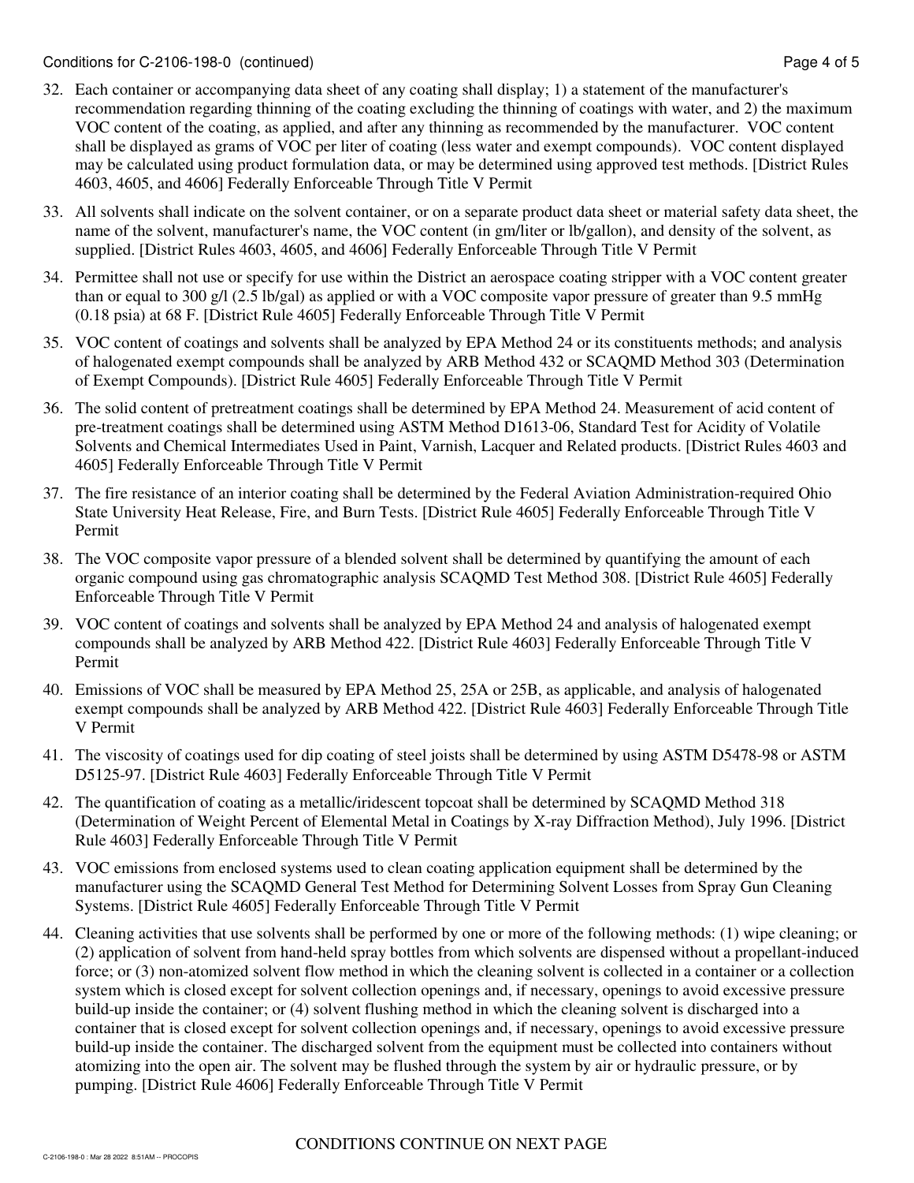32. Each container or accompanying data sheet of any coating shall display; 1) a statement of the manufacturer's recommendation regarding thinning of the coating excluding the thinning of coatings with water, and 2) the maximum VOC content of the coating, as applied, and after any thinning as recommended by the manufacturer. VOC content shall be displayed as grams of VOC per liter of coating (less water and exempt compounds). VOC content displayed may be calculated using product formulation data, or may be determined using approved test methods. [District Rules 4603, 4605, and 4606] Federally Enforceable Through Title V Permit

33. All solvents shall indicate on the solvent container, or on a separate product data sheet or material safety data sheet, the name of the solvent, manufacturer's name, the VOC content (in gm/liter or lb/gallon), and density of the solvent, as supplied. [District Rules 4603, 4605, and 4606] Federally Enforceable Through Title V Permit

34. Permittee shall not use or specify for use within the District an aerospace coating stripper with a VOC content greater than or equal to 300 g/l (2.5 lb/gal) as applied or with a VOC composite vapor pressure of greater than 9.5 mmHg (0.18 psia) at 68 F. [District Rule 4605] Federally Enforceable Through Title V Permit

35. VOC content of coatings and solvents shall be analyzed by EPA Method 24 or its constituents methods; and analysis of halogenated exempt compounds shall be analyzed by ARB Method 432 or SCAQMD Method 303 (Determination of Exempt Compounds). [District Rule 4605] Federally Enforceable Through Title V Permit

36. The solid content of pretreatment coatings shall be determined by EPA Method 24. Measurement of acid content of pre-treatment coatings shall be determined using ASTM Method D1613-06, Standard Test for Acidity of Volatile Solvents and Chemical Intermediates Used in Paint, Varnish, Lacquer and Related products. [District Rules 4603 and 4605] Federally Enforceable Through Title V Permit

37. The fire resistance of an interior coating shall be determined by the Federal Aviation Administration-required Ohio State University Heat Release, Fire, and Burn Tests. [District Rule 4605] Federally Enforceable Through Title V Permit

38. The VOC composite vapor pressure of a blended solvent shall be determined by quantifying the amount of each organic compound using gas chromatographic analysis SCAQMD Test Method 308. [District Rule 4605] Federally Enforceable Through Title V Permit

39. VOC content of coatings and solvents shall be analyzed by EPA Method 24 and analysis of halogenated exempt compounds shall be analyzed by ARB Method 422. [District Rule 4603] Federally Enforceable Through Title V Permit

40. Emissions of VOC shall be measured by EPA Method 25, 25A or 25B, as applicable, and analysis of halogenated exempt compounds shall be analyzed by ARB Method 422. [District Rule 4603] Federally Enforceable Through Title V Permit

41. The viscosity of coatings used for dip coating of steel joists shall be determined by using ASTM D5478-98 or ASTM D5125-97. [District Rule 4603] Federally Enforceable Through Title V Permit

42. The quantification of coating as a metallic/iridescent topcoat shall be determined by SCAQMD Method 318 (Determination of Weight Percent of Elemental Metal in Coatings by X-ray Diffraction Method), July 1996. [District Rule 4603] Federally Enforceable Through Title V Permit

43. VOC emissions from enclosed systems used to clean coating application equipment shall be determined by the manufacturer using the SCAQMD General Test Method for Determining Solvent Losses from Spray Gun Cleaning Systems. [District Rule 4605] Federally Enforceable Through Title V Permit

44. Cleaning activities that use solvents shall be performed by one or more of the following methods: (1) wipe cleaning; or (2) application of solvent from hand-held spray bottles from which solvents are dispensed without a propellant-induced force; or (3) non-atomized solvent flow method in which the cleaning solvent is collected in a container or a collection system which is closed except for solvent collection openings and, if necessary, openings to avoid excessive pressure build-up inside the container; or (4) solvent flushing method in which the cleaning solvent is discharged into a container that is closed except for solvent collection openings and, if necessary, openings to avoid excessive pressure build-up inside the container. The discharged solvent from the equipment must be collected into containers without atomizing into the open air. The solvent may be flushed through the system by air or hydraulic pressure, or by pumping. [District Rule 4606] Federally Enforceable Through Title V Permit

CONDITIONS CONTINUE ON NEXT PAGE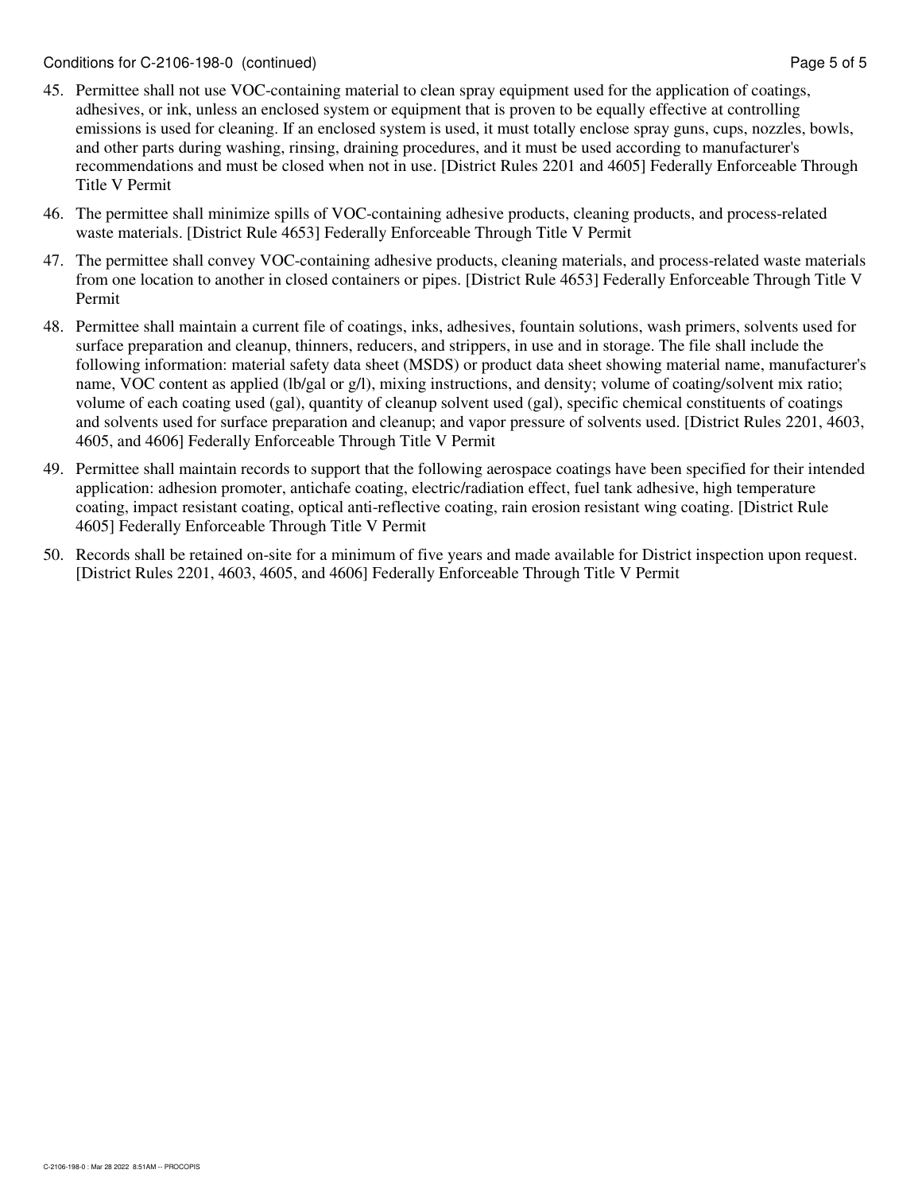45. Permittee shall not use VOC-containing material to clean spray equipment used for the application of coatings, adhesives, or ink, unless an enclosed system or equipment that is proven to be equally effective at controlling emissions is used for cleaning. If an enclosed system is used, it must totally enclose spray guns, cups, nozzles, bowls, and other parts during washing, rinsing, draining procedures, and it must be used according to manufacturer's recommendations and must be closed when not in use. [District Rules 2201 and 4605] Federally Enforceable Through Title V Permit

46. The permittee shall minimize spills of VOC-containing adhesive products, cleaning products, and process-related waste materials. [District Rule 4653] Federally Enforceable Through Title V Permit

47. The permittee shall convey VOC-containing adhesive products, cleaning materials, and process-related waste materials from one location to another in closed containers or pipes. [District Rule 4653] Federally Enforceable Through Title V Permit

48. Permittee shall maintain a current file of coatings, inks, adhesives, fountain solutions, wash primers, solvents used for surface preparation and cleanup, thinners, reducers, and strippers, in use and in storage. The file shall include the following information: material safety data sheet (MSDS) or product data sheet showing material name, manufacturer's name, VOC content as applied (lb/gal or g/l), mixing instructions, and density; volume of coating/solvent mix ratio; volume of each coating used (gal), quantity of cleanup solvent used (gal), specific chemical constituents of coatings and solvents used for surface preparation and cleanup; and vapor pressure of solvents used. [District Rules 2201, 4603, 4605, and 4606] Federally Enforceable Through Title V Permit

49. Permittee shall maintain records to support that the following aerospace coatings have been specified for their intended application: adhesion promoter, antichafe coating, electric/radiation effect, fuel tank adhesive, high temperature coating, impact resistant coating, optical anti-reflective coating, rain erosion resistant wing coating. [District Rule 4605] Federally Enforceable Through Title V Permit

50. Records shall be retained on-site for a minimum of five years and made available for District inspection upon request. [District Rules 2201, 4603, 4605, and 4606] Federally Enforceable Through Title V Permit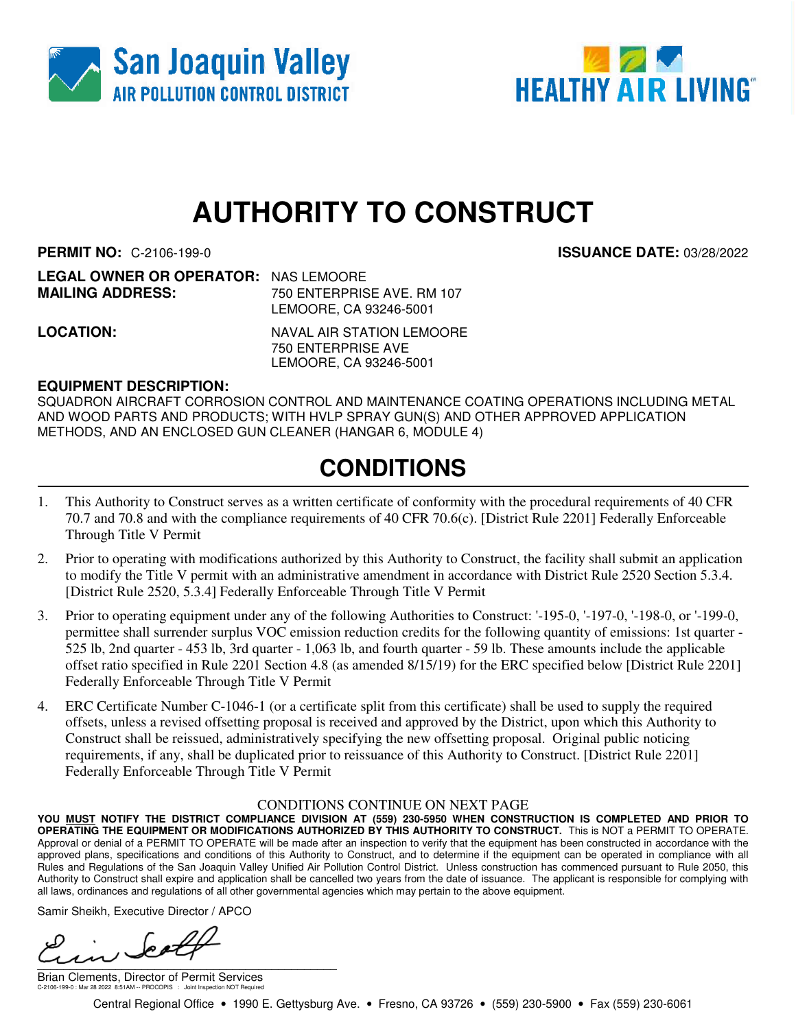San Joaquin Valley
AIR POLLUTION CONTROL DISTRICT

HEALTHY AIR LIVING

# AUTHORITY TO CONSTRUCT

**PERMIT NO:** C-2106-199-0 **ISSUANCE DATE:** 03/28/2022

**LEGAL OWNER OR OPERATOR:** NAS LEMOORE
**MAILING ADDRESS:** 750 ENTERPRISE AVE. RM 107
LEMOORE, CA 93246-5001

**LOCATION:** NAVAL AIR STATION LEMOORE
750 ENTERPRISE AVE
LEMOORE, CA 93246-5001

**EQUIPMENT DESCRIPTION:**
SQUADRON AIRCRAFT CORROSION CONTROL AND MAINTENANCE COATING OPERATIONS INCLUDING METAL AND WOOD PARTS AND PRODUCTS; WITH HVLP SPRAY GUN(S) AND OTHER APPROVED APPLICATION METHODS, AND AN ENCLOSED GUN CLEANER (HANGAR 6, MODULE 4)

## CONDITIONS

1. This Authority to Construct serves as a written certificate of conformity with the procedural requirements of 40 CFR 70.7 and 70.8 and with the compliance requirements of 40 CFR 70.6(c). [District Rule 2201] Federally Enforceable Through Title V Permit
2. Prior to operating with modifications authorized by this Authority to Construct, the facility shall submit an application to modify the Title V permit with an administrative amendment in accordance with District Rule 2520 Section 5.3.4. [District Rule 2520, 5.3.4] Federally Enforceable Through Title V Permit
3. Prior to operating equipment under any of the following Authorities to Construct: '-195-0, '-197-0, '-198-0, or '-199-0, permittee shall surrender surplus VOC emission reduction credits for the following quantity of emissions: 1st quarter - 525 lb, 2nd quarter - 453 lb, 3rd quarter - 1,063 lb, and fourth quarter - 59 lb. These amounts include the applicable offset ratio specified in Rule 2201 Section 4.8 (as amended 8/15/19) for the ERC specified below [District Rule 2201] Federally Enforceable Through Title V Permit
4. ERC Certificate Number C-1046-1 (or a certificate split from this certificate) shall be used to supply the required offsets, unless a revised offsetting proposal is received and approved by the District, upon which this Authority to Construct shall be reissued, administratively specifying the new offsetting proposal. Original public noticing requirements, if any, shall be duplicated prior to reissuance of this Authority to Construct. [District Rule 2201] Federally Enforceable Through Title V Permit

CONDITIONS CONTINUE ON NEXT PAGE

**YOU MUST NOTIFY THE DISTRICT COMPLIANCE DIVISION AT (559) 230-5950 WHEN CONSTRUCTION IS COMPLETED AND PRIOR TO OPERATING THE EQUIPMENT OR MODIFICATIONS AUTHORIZED BY THIS AUTHORITY TO CONSTRUCT.** This is NOT a PERMIT TO OPERATE. Approval or denial of a PERMIT TO OPERATE will be made after an inspection to verify that the equipment has been constructed in accordance with the approved plans, specifications and conditions of this Authority to Construct, and to determine if the equipment can be operated in compliance with all Rules and Regulations of the San Joaquin Valley Unified Air Pollution Control District. Unless construction has commenced pursuant to Rule 2050, this Authority to Construct shall expire and application shall be cancelled two years from the date of issuance. The applicant is responsible for complying with all laws, ordinances and regulations of all other governmental agencies which may pertain to the above equipment.

Samir Sheikh, Executive Director / APCO

Brian Clements, Director of Permit Services

C-2106-199-0 : Mar 28 2022 8:51AM -- PROCOPIS : Joint Inspection NOT Required

Central Regional Office • 1990 E. Gettysburg Ave. • Fresno, CA 93726 • (559) 230-5900 • Fax (559) 230-6061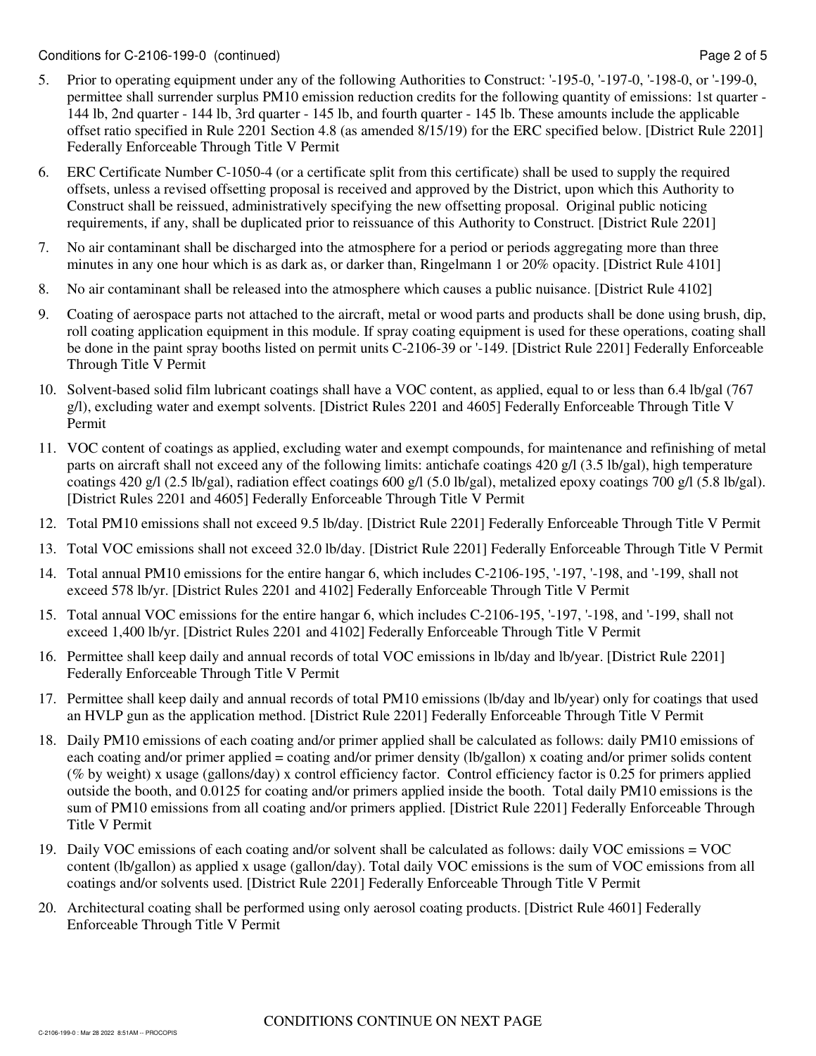5. Prior to operating equipment under any of the following Authorities to Construct: '-195-0, '-197-0, '-198-0, or '-199-0, permittee shall surrender surplus PM10 emission reduction credits for the following quantity of emissions: 1st quarter - 144 lb, 2nd quarter - 144 lb, 3rd quarter - 145 lb, and fourth quarter - 145 lb. These amounts include the applicable offset ratio specified in Rule 2201 Section 4.8 (as amended 8/15/19) for the ERC specified below. [District Rule 2201] Federally Enforceable Through Title V Permit

6. ERC Certificate Number C-1050-4 (or a certificate split from this certificate) shall be used to supply the required offsets, unless a revised offsetting proposal is received and approved by the District, upon which this Authority to Construct shall be reissued, administratively specifying the new offsetting proposal. Original public noticing requirements, if any, shall be duplicated prior to reissuance of this Authority to Construct. [District Rule 2201]

7. No air contaminant shall be discharged into the atmosphere for a period or periods aggregating more than three minutes in any one hour which is as dark as, or darker than, Ringelmann 1 or 20% opacity. [District Rule 4101]

8. No air contaminant shall be released into the atmosphere which causes a public nuisance. [District Rule 4102]

9. Coating of aerospace parts not attached to the aircraft, metal or wood parts and products shall be done using brush, dip, roll coating application equipment in this module. If spray coating equipment is used for these operations, coating shall be done in the paint spray booths listed on permit units C-2106-39 or '-149. [District Rule 2201] Federally Enforceable Through Title V Permit

10. Solvent-based solid film lubricant coatings shall have a VOC content, as applied, equal to or less than 6.4 lb/gal (767 g/l), excluding water and exempt solvents. [District Rules 2201 and 4605] Federally Enforceable Through Title V Permit

11. VOC content of coatings as applied, excluding water and exempt compounds, for maintenance and refinishing of metal parts on aircraft shall not exceed any of the following limits: antichafe coatings 420 g/l (3.5 lb/gal), high temperature coatings 420 g/l (2.5 lb/gal), radiation effect coatings 600 g/l (5.0 lb/gal), metalized epoxy coatings 700 g/l (5.8 lb/gal). [District Rules 2201 and 4605] Federally Enforceable Through Title V Permit

12. Total PM10 emissions shall not exceed 9.5 lb/day. [District Rule 2201] Federally Enforceable Through Title V Permit

13. Total VOC emissions shall not exceed 32.0 lb/day. [District Rule 2201] Federally Enforceable Through Title V Permit

14. Total annual PM10 emissions for the entire hangar 6, which includes C-2106-195, '-197, '-198, and '-199, shall not exceed 578 lb/yr. [District Rules 2201 and 4102] Federally Enforceable Through Title V Permit

15. Total annual VOC emissions for the entire hangar 6, which includes C-2106-195, '-197, '-198, and '-199, shall not exceed 1,400 lb/yr. [District Rules 2201 and 4102] Federally Enforceable Through Title V Permit

16. Permittee shall keep daily and annual records of total VOC emissions in lb/day and lb/year. [District Rule 2201] Federally Enforceable Through Title V Permit

17. Permittee shall keep daily and annual records of total PM10 emissions (lb/day and lb/year) only for coatings that used an HVLP gun as the application method. [District Rule 2201] Federally Enforceable Through Title V Permit

18. Daily PM10 emissions of each coating and/or primer applied shall be calculated as follows: daily PM10 emissions of each coating and/or primer applied = coating and/or primer density (lb/gallon) x coating and/or primer solids content (% by weight) x usage (gallons/day) x control efficiency factor. Control efficiency factor is 0.25 for primers applied outside the booth, and 0.0125 for coating and/or primers applied inside the booth. Total daily PM10 emissions is the sum of PM10 emissions from all coating and/or primers applied. [District Rule 2201] Federally Enforceable Through Title V Permit

19. Daily VOC emissions of each coating and/or solvent shall be calculated as follows: daily VOC emissions = VOC content (lb/gallon) as applied x usage (gallon/day). Total daily VOC emissions is the sum of VOC emissions from all coatings and/or solvents used. [District Rule 2201] Federally Enforceable Through Title V Permit

20. Architectural coating shall be performed using only aerosol coating products. [District Rule 4601] Federally Enforceable Through Title V Permit

CONDITIONS CONTINUE ON NEXT PAGE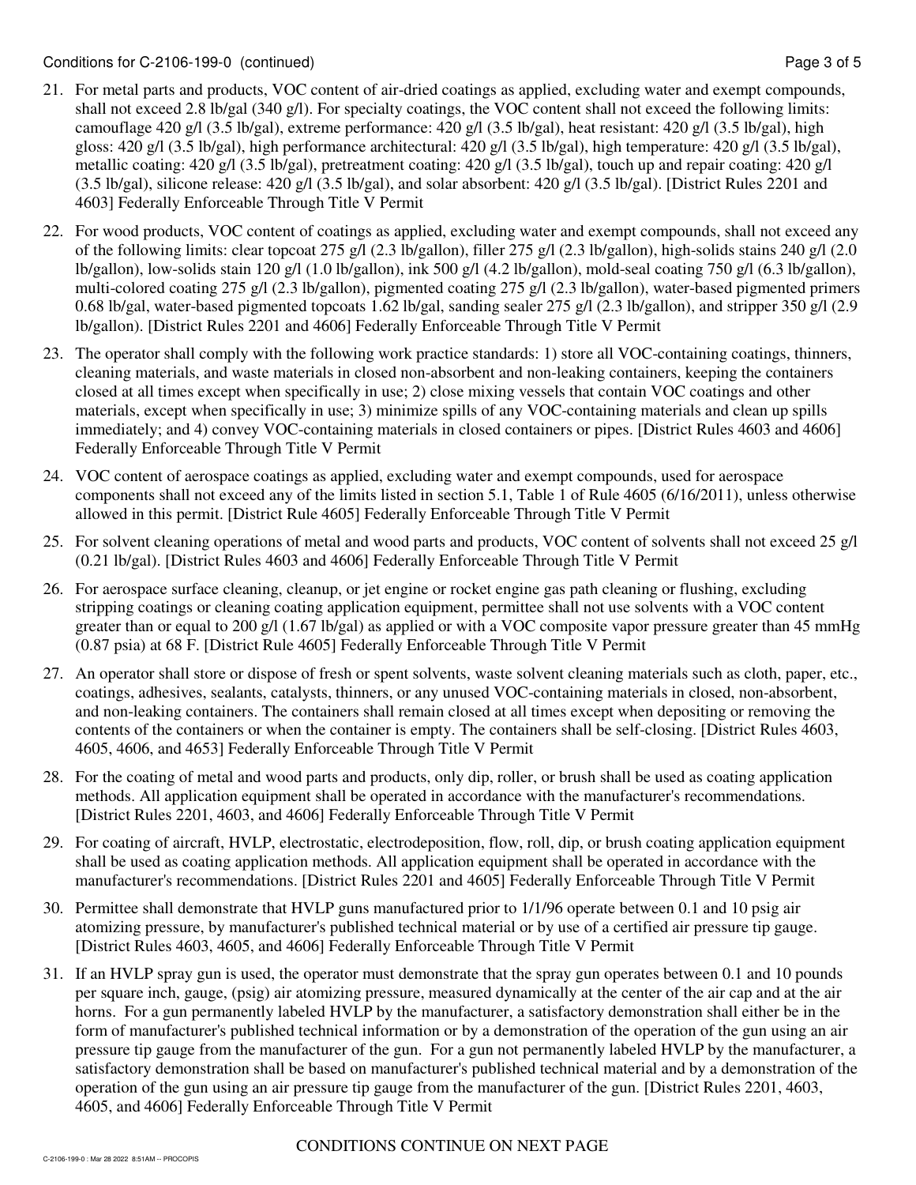21. For metal parts and products, VOC content of air-dried coatings as applied, excluding water and exempt compounds, shall not exceed 2.8 lb/gal (340 g/l). For specialty coatings, the VOC content shall not exceed the following limits: camouflage 420 g/l (3.5 lb/gal), extreme performance: 420 g/l (3.5 lb/gal), heat resistant: 420 g/l (3.5 lb/gal), high gloss: 420 g/l (3.5 lb/gal), high performance architectural: 420 g/l (3.5 lb/gal), high temperature: 420 g/l (3.5 lb/gal), metallic coating: 420 g/l (3.5 lb/gal), pretreatment coating: 420 g/l (3.5 lb/gal), touch up and repair coating: 420 g/l (3.5 lb/gal), silicone release: 420 g/l (3.5 lb/gal), and solar absorbent: 420 g/l (3.5 lb/gal). [District Rules 2201 and 4603] Federally Enforceable Through Title V Permit

22. For wood products, VOC content of coatings as applied, excluding water and exempt compounds, shall not exceed any of the following limits: clear topcoat 275 g/l (2.3 lb/gallon), filler 275 g/l (2.3 lb/gallon), high-solids stains 240 g/l (2.0 lb/gallon), low-solids stain 120 g/l (1.0 lb/gallon), ink 500 g/l (4.2 lb/gallon), mold-seal coating 750 g/l (6.3 lb/gallon), multi-colored coating 275 g/l (2.3 lb/gallon), pigmented coating 275 g/l (2.3 lb/gallon), water-based pigmented primers 0.68 lb/gal, water-based pigmented topcoats 1.62 lb/gal, sanding sealer 275 g/l (2.3 lb/gallon), and stripper 350 g/l (2.9 lb/gallon). [District Rules 2201 and 4606] Federally Enforceable Through Title V Permit

23. The operator shall comply with the following work practice standards: 1) store all VOC-containing coatings, thinners, cleaning materials, and waste materials in closed non-absorbent and non-leaking containers, keeping the containers closed at all times except when specifically in use; 2) close mixing vessels that contain VOC coatings and other materials, except when specifically in use; 3) minimize spills of any VOC-containing materials and clean up spills immediately; and 4) convey VOC-containing materials in closed containers or pipes. [District Rules 4603 and 4606] Federally Enforceable Through Title V Permit

24. VOC content of aerospace coatings as applied, excluding water and exempt compounds, used for aerospace components shall not exceed any of the limits listed in section 5.1, Table 1 of Rule 4605 (6/16/2011), unless otherwise allowed in this permit. [District Rule 4605] Federally Enforceable Through Title V Permit

25. For solvent cleaning operations of metal and wood parts and products, VOC content of solvents shall not exceed 25 g/l (0.21 lb/gal). [District Rules 4603 and 4606] Federally Enforceable Through Title V Permit

26. For aerospace surface cleaning, cleanup, or jet engine or rocket engine gas path cleaning or flushing, excluding stripping coatings or cleaning coating application equipment, permittee shall not use solvents with a VOC content greater than or equal to 200 g/l (1.67 lb/gal) as applied or with a VOC composite vapor pressure greater than 45 mmHg (0.87 psia) at 68 F. [District Rule 4605] Federally Enforceable Through Title V Permit

27. An operator shall store or dispose of fresh or spent solvents, waste solvent cleaning materials such as cloth, paper, etc., coatings, adhesives, sealants, catalysts, thinners, or any unused VOC-containing materials in closed, non-absorbent, and non-leaking containers. The containers shall remain closed at all times except when depositing or removing the contents of the containers or when the container is empty. The containers shall be self-closing. [District Rules 4603, 4605, 4606, and 4653] Federally Enforceable Through Title V Permit

28. For the coating of metal and wood parts and products, only dip, roller, or brush shall be used as coating application methods. All application equipment shall be operated in accordance with the manufacturer's recommendations. [District Rules 2201, 4603, and 4606] Federally Enforceable Through Title V Permit

29. For coating of aircraft, HVLP, electrostatic, electrodeposition, flow, roll, dip, or brush coating application equipment shall be used as coating application methods. All application equipment shall be operated in accordance with the manufacturer's recommendations. [District Rules 2201 and 4605] Federally Enforceable Through Title V Permit

30. Permittee shall demonstrate that HVLP guns manufactured prior to 1/1/96 operate between 0.1 and 10 psig air atomizing pressure, by manufacturer's published technical material or by use of a certified air pressure tip gauge. [District Rules 4603, 4605, and 4606] Federally Enforceable Through Title V Permit

31. If an HVLP spray gun is used, the operator must demonstrate that the spray gun operates between 0.1 and 10 pounds per square inch, gauge, (psig) air atomizing pressure, measured dynamically at the center of the air cap and at the air horns. For a gun permanently labeled HVLP by the manufacturer, a satisfactory demonstration shall either be in the form of manufacturer's published technical information or by a demonstration of the operation of the gun using an air pressure tip gauge from the manufacturer of the gun. For a gun not permanently labeled HVLP by the manufacturer, a satisfactory demonstration shall be based on manufacturer's published technical material and by a demonstration of the operation of the gun using an air pressure tip gauge from the manufacturer of the gun. [District Rules 2201, 4603, 4605, and 4606] Federally Enforceable Through Title V Permit

CONDITIONS CONTINUE ON NEXT PAGE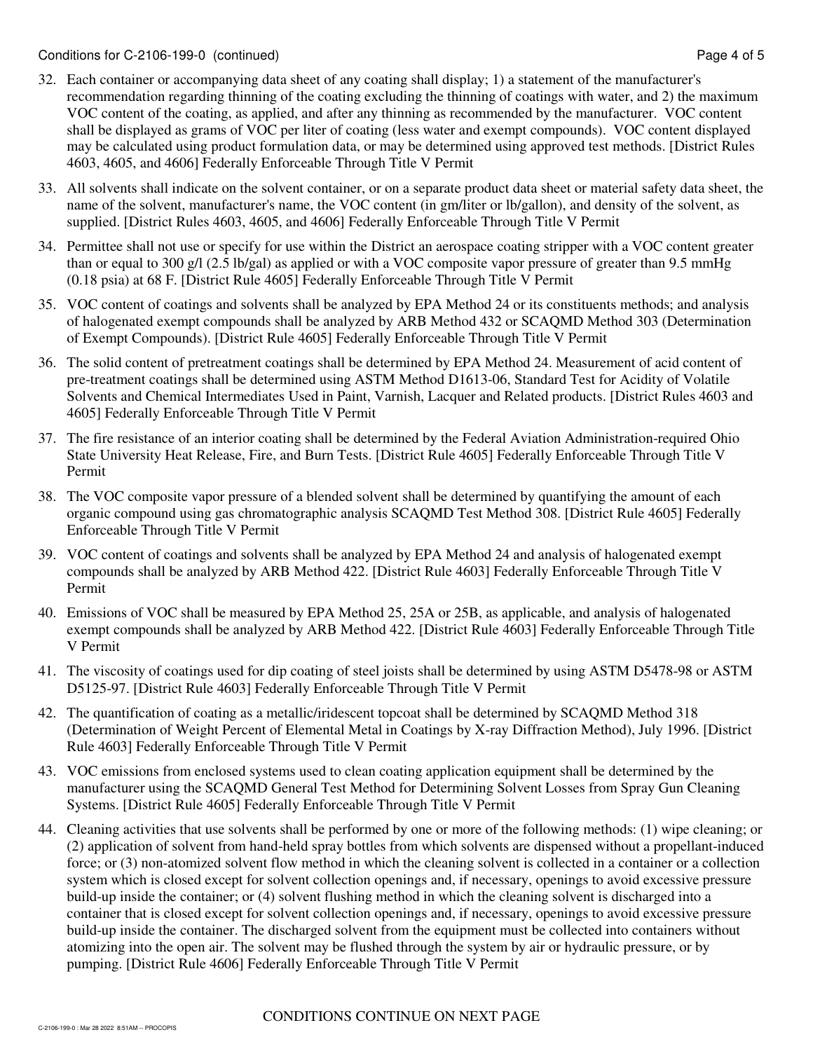32. Each container or accompanying data sheet of any coating shall display; 1) a statement of the manufacturer's recommendation regarding thinning of the coating excluding the thinning of coatings with water, and 2) the maximum VOC content of the coating, as applied, and after any thinning as recommended by the manufacturer. VOC content shall be displayed as grams of VOC per liter of coating (less water and exempt compounds). VOC content displayed may be calculated using product formulation data, or may be determined using approved test methods. [District Rules 4603, 4605, and 4606] Federally Enforceable Through Title V Permit

33. All solvents shall indicate on the solvent container, or on a separate product data sheet or material safety data sheet, the name of the solvent, manufacturer's name, the VOC content (in gm/liter or lb/gallon), and density of the solvent, as supplied. [District Rules 4603, 4605, and 4606] Federally Enforceable Through Title V Permit

34. Permittee shall not use or specify for use within the District an aerospace coating stripper with a VOC content greater than or equal to 300 g/l (2.5 lb/gal) as applied or with a VOC composite vapor pressure of greater than 9.5 mmHg (0.18 psia) at 68 F. [District Rule 4605] Federally Enforceable Through Title V Permit

35. VOC content of coatings and solvents shall be analyzed by EPA Method 24 or its constituents methods; and analysis of halogenated exempt compounds shall be analyzed by ARB Method 432 or SCAQMD Method 303 (Determination of Exempt Compounds). [District Rule 4605] Federally Enforceable Through Title V Permit

36. The solid content of pretreatment coatings shall be determined by EPA Method 24. Measurement of acid content of pre-treatment coatings shall be determined using ASTM Method D1613-06, Standard Test for Acidity of Volatile Solvents and Chemical Intermediates Used in Paint, Varnish, Lacquer and Related products. [District Rules 4603 and 4605] Federally Enforceable Through Title V Permit

37. The fire resistance of an interior coating shall be determined by the Federal Aviation Administration-required Ohio State University Heat Release, Fire, and Burn Tests. [District Rule 4605] Federally Enforceable Through Title V Permit

38. The VOC composite vapor pressure of a blended solvent shall be determined by quantifying the amount of each organic compound using gas chromatographic analysis SCAQMD Test Method 308. [District Rule 4605] Federally Enforceable Through Title V Permit

39. VOC content of coatings and solvents shall be analyzed by EPA Method 24 and analysis of halogenated exempt compounds shall be analyzed by ARB Method 422. [District Rule 4603] Federally Enforceable Through Title V Permit

40. Emissions of VOC shall be measured by EPA Method 25, 25A or 25B, as applicable, and analysis of halogenated exempt compounds shall be analyzed by ARB Method 422. [District Rule 4603] Federally Enforceable Through Title V Permit

41. The viscosity of coatings used for dip coating of steel joists shall be determined by using ASTM D5478-98 or ASTM D5125-97. [District Rule 4603] Federally Enforceable Through Title V Permit

42. The quantification of coating as a metallic/iridescent topcoat shall be determined by SCAQMD Method 318 (Determination of Weight Percent of Elemental Metal in Coatings by X-ray Diffraction Method), July 1996. [District Rule 4603] Federally Enforceable Through Title V Permit

43. VOC emissions from enclosed systems used to clean coating application equipment shall be determined by the manufacturer using the SCAQMD General Test Method for Determining Solvent Losses from Spray Gun Cleaning Systems. [District Rule 4605] Federally Enforceable Through Title V Permit

44. Cleaning activities that use solvents shall be performed by one or more of the following methods: (1) wipe cleaning; or (2) application of solvent from hand-held spray bottles from which solvents are dispensed without a propellant-induced force; or (3) non-atomized solvent flow method in which the cleaning solvent is collected in a container or a collection system which is closed except for solvent collection openings and, if necessary, openings to avoid excessive pressure build-up inside the container; or (4) solvent flushing method in which the cleaning solvent is discharged into a container that is closed except for solvent collection openings and, if necessary, openings to avoid excessive pressure build-up inside the container. The discharged solvent from the equipment must be collected into containers without atomizing into the open air. The solvent may be flushed through the system by air or hydraulic pressure, or by pumping. [District Rule 4606] Federally Enforceable Through Title V Permit

CONDITIONS CONTINUE ON NEXT PAGE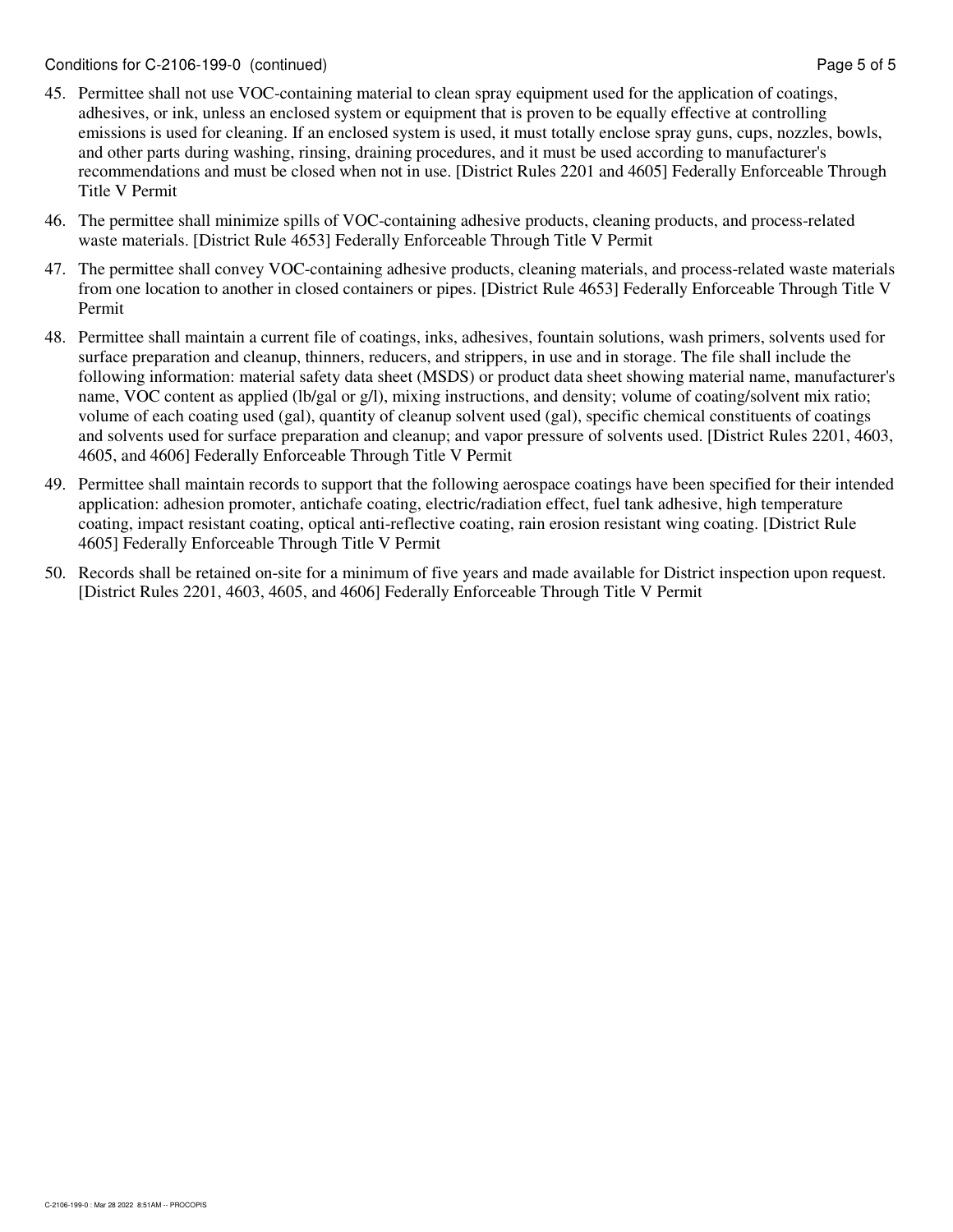45. Permittee shall not use VOC-containing material to clean spray equipment used for the application of coatings, adhesives, or ink, unless an enclosed system or equipment that is proven to be equally effective at controlling emissions is used for cleaning. If an enclosed system is used, it must totally enclose spray guns, cups, nozzles, bowls, and other parts during washing, rinsing, draining procedures, and it must be used according to manufacturer's recommendations and must be closed when not in use. [District Rules 2201 and 4605] Federally Enforceable Through Title V Permit

46. The permittee shall minimize spills of VOC-containing adhesive products, cleaning products, and process-related waste materials. [District Rule 4653] Federally Enforceable Through Title V Permit

47. The permittee shall convey VOC-containing adhesive products, cleaning materials, and process-related waste materials from one location to another in closed containers or pipes. [District Rule 4653] Federally Enforceable Through Title V Permit

48. Permittee shall maintain a current file of coatings, inks, adhesives, fountain solutions, wash primers, solvents used for surface preparation and cleanup, thinners, reducers, and strippers, in use and in storage. The file shall include the following information: material safety data sheet (MSDS) or product data sheet showing material name, manufacturer's name, VOC content as applied (lb/gal or g/l), mixing instructions, and density; volume of coating/solvent mix ratio; volume of each coating used (gal), quantity of cleanup solvent used (gal), specific chemical constituents of coatings and solvents used for surface preparation and cleanup; and vapor pressure of solvents used. [District Rules 2201, 4603, 4605, and 4606] Federally Enforceable Through Title V Permit

49. Permittee shall maintain records to support that the following aerospace coatings have been specified for their intended application: adhesion promoter, antichafe coating, electric/radiation effect, fuel tank adhesive, high temperature coating, impact resistant coating, optical anti-reflective coating, rain erosion resistant wing coating. [District Rule 4605] Federally Enforceable Through Title V Permit

50. Records shall be retained on-site for a minimum of five years and made available for District inspection upon request. [District Rules 2201, 4603, 4605, and 4606] Federally Enforceable Through Title V Permit